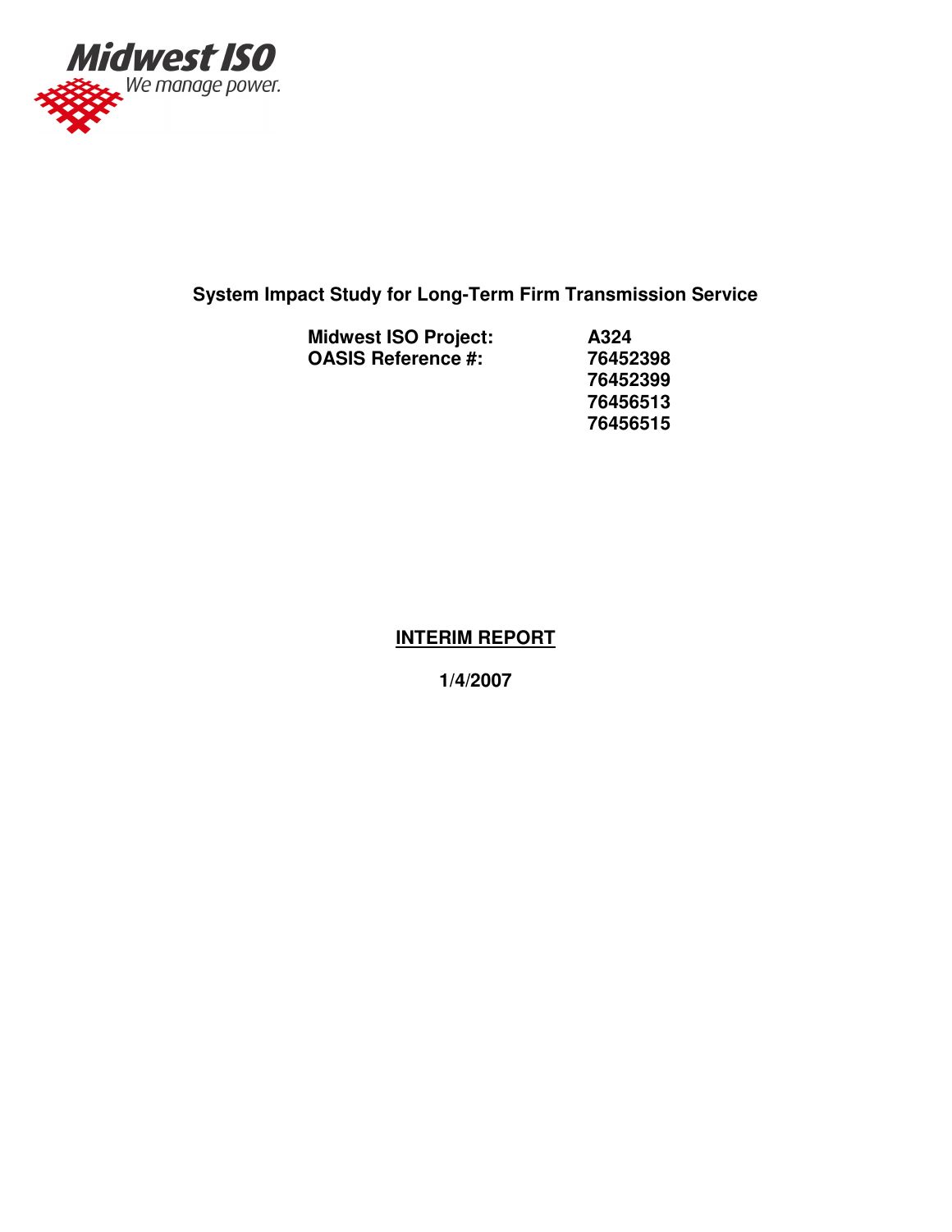Midwest ISO

*We manage power.*

**System Impact Study for Long-Term Firm Transmission Service**

| | |
|---|---|
| **Midwest ISO Project:** | **A324** |
| **OASIS Reference #:** | **76452398** |
| | **76452399** |
| | **76456513** |
| | **76456515** |

**INTERIM REPORT**

**1/4/2007**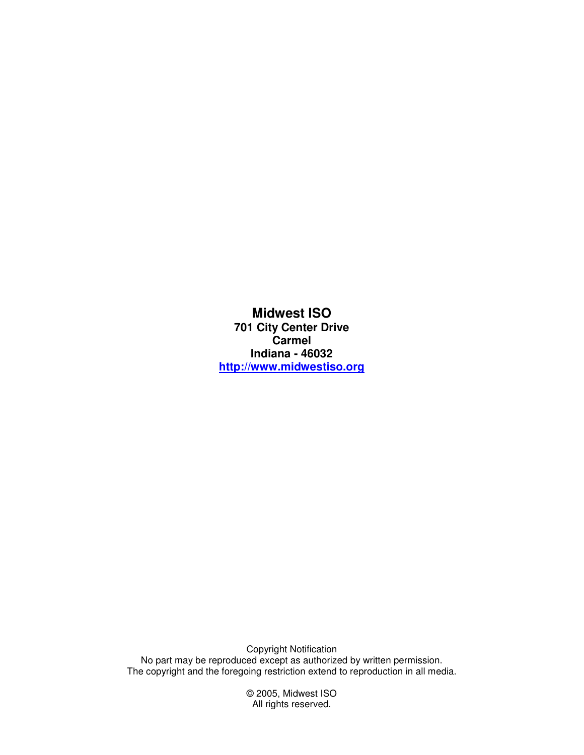**Midwest ISO**
**701 City Center Drive**
**Carmel**
**Indiana - 46032**
**http://www.midwestiso.org**

Copyright Notification
No part may be reproduced except as authorized by written permission.
The copyright and the foregoing restriction extend to reproduction in all media.

© 2005, Midwest ISO
All rights reserved.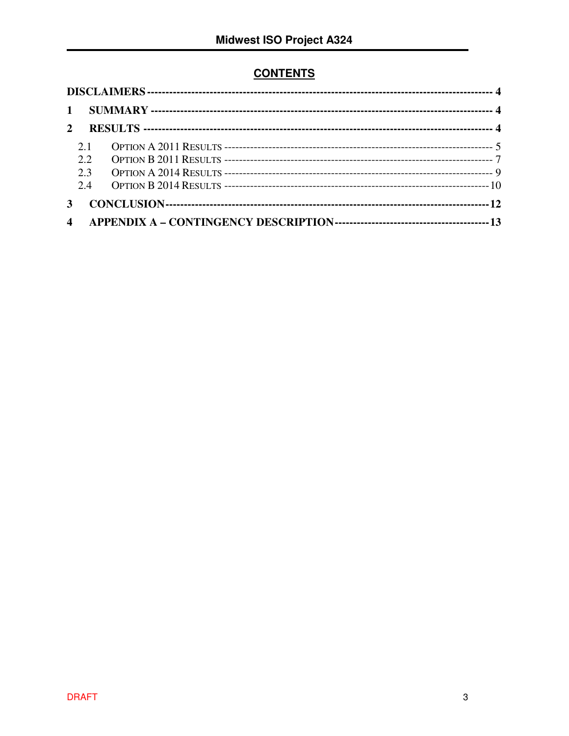## CONTENTS

DISCLAIMERS ---------------------------------------------------------------------------------------- 4

1 SUMMARY ------------------------------------------------------------------------------------------ 4

2 RESULTS -------------------------------------------------------------------------------------------- 4

- 2.1 OPTION A 2011 RESULTS ------------------------------------------------------------------------ 5
- 2.2 OPTION B 2011 RESULTS ------------------------------------------------------------------------ 7
- 2.3 OPTION A 2014 RESULTS ------------------------------------------------------------------------ 9
- 2.4 OPTION B 2014 RESULTS ------------------------------------------------------------------------ 10

3 CONCLUSION------------------------------------------------------------------------------------------ 12

4 APPENDIX A – CONTINGENCY DESCRIPTION---------------------------------------------- 13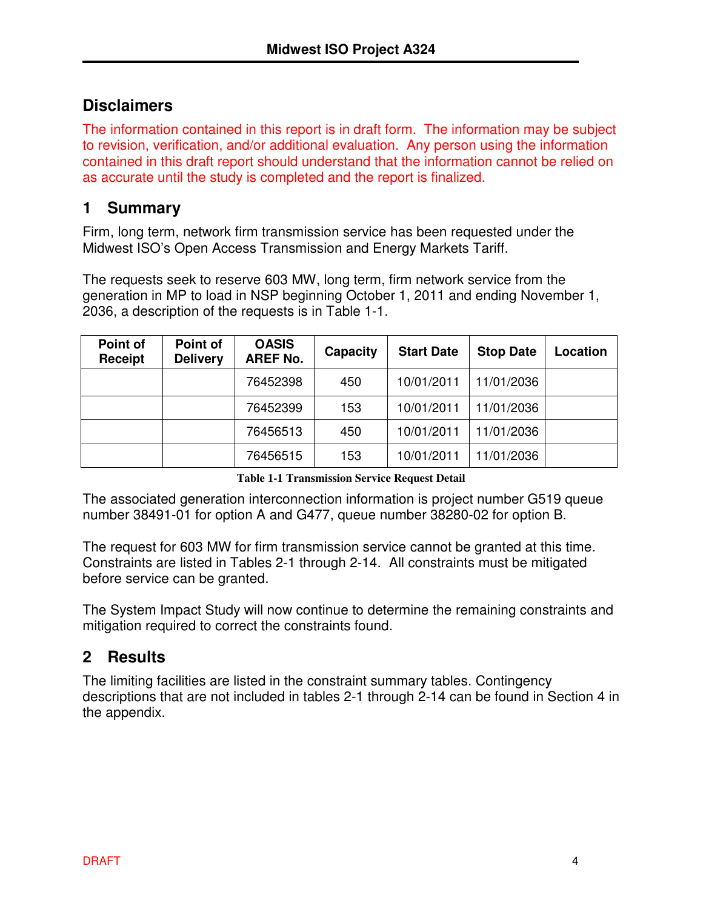## Disclaimers

The information contained in this report is in draft form. The information may be subject to revision, verification, and/or additional evaluation. Any person using the information contained in this draft report should understand that the information cannot be relied on as accurate until the study is completed and the report is finalized.

# 1 Summary

Firm, long term, network firm transmission service has been requested under the Midwest ISO's Open Access Transmission and Energy Markets Tariff.

The requests seek to reserve 603 MW, long term, firm network service from the generation in MP to load in NSP beginning October 1, 2011 and ending November 1, 2036, a description of the requests is in Table 1-1.

| Point of Receipt | Point of Delivery | OASIS AREF No. | Capacity | Start Date | Stop Date | Location |
|---|---|---|---|---|---|---|
| | | 76452398 | 450 | 10/01/2011 | 11/01/2036 | |
| | | 76452399 | 153 | 10/01/2011 | 11/01/2036 | |
| | | 76456513 | 450 | 10/01/2011 | 11/01/2036 | |
| | | 76456515 | 153 | 10/01/2011 | 11/01/2036 | |

**Table 1-1 Transmission Service Request Detail**

The associated generation interconnection information is project number G519 queue number 38491-01 for option A and G477, queue number 38280-02 for option B.

The request for 603 MW for firm transmission service cannot be granted at this time. Constraints are listed in Tables 2-1 through 2-14. All constraints must be mitigated before service can be granted.

The System Impact Study will now continue to determine the remaining constraints and mitigation required to correct the constraints found.

# 2 Results

The limiting facilities are listed in the constraint summary tables. Contingency descriptions that are not included in tables 2-1 through 2-14 can be found in Section 4 in the appendix.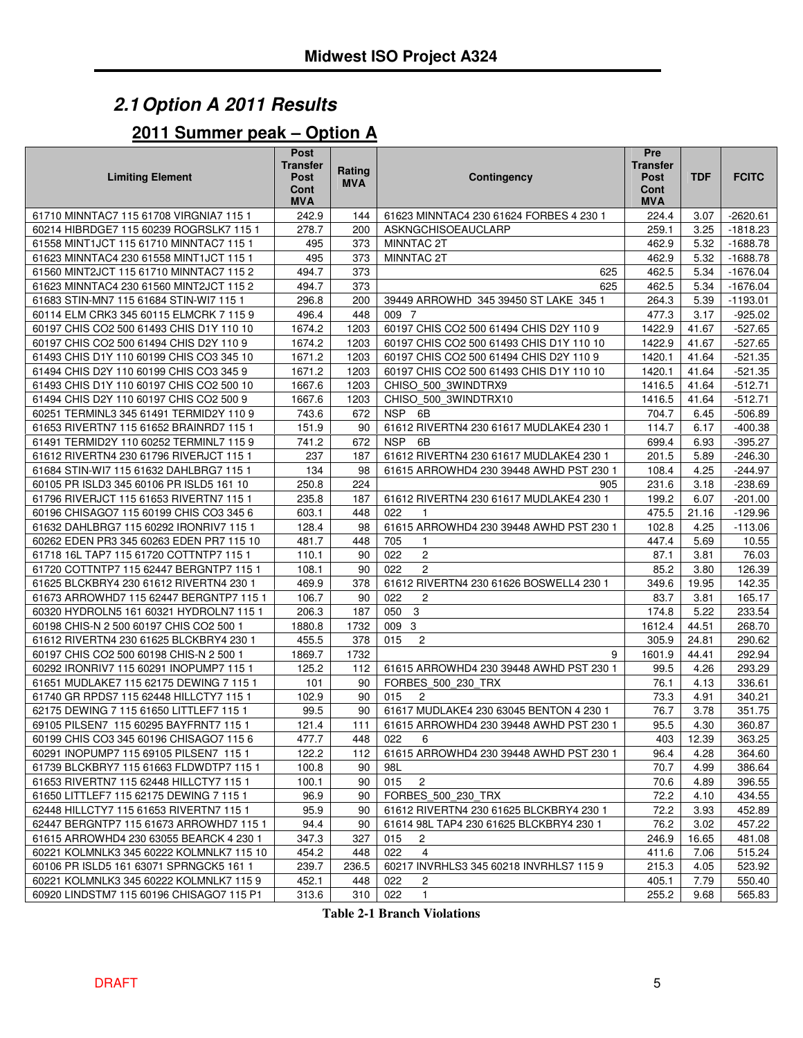## 2.1 Option A 2011 Results

### 2011 Summer peak – Option A

| Limiting Element | Post Transfer Post Cont MVA | Rating MVA | Contingency | Pre Transfer Post Cont MVA | TDF | FCITC |
|---|---|---|---|---|---|---|
| 61710 MINNTAC7 115 61708 VIRGNIA7 115 1 | 242.9 | 144 | 61623 MINNTAC4 230 61624 FORBES 4 230 1 | 224.4 | 3.07 | -2620.61 |
| 60214 HIBRDGE7 115 60239 ROGRSLK7 115 1 | 278.7 | 200 | ASKNGCHISOEAUCLARP | 259.1 | 3.25 | -1818.23 |
| 61558 MINT1JCT 115 61710 MINNTAC7 115 1 | 495 | 373 | MINNTAC 2T | 462.9 | 5.32 | -1688.78 |
| 61623 MINNTAC4 230 61558 MINT1JCT 115 1 | 495 | 373 | MINNTAC 2T | 462.9 | 5.32 | -1688.78 |
| 61560 MINT2JCT 115 61710 MINNTAC7 115 2 | 494.7 | 373 | 625 | 462.5 | 5.34 | -1676.04 |
| 61623 MINNTAC4 230 61560 MINT2JCT 115 2 | 494.7 | 373 | 625 | 462.5 | 5.34 | -1676.04 |
| 61683 STIN-MN7 115 61684 STIN-WI7 115 1 | 296.8 | 200 | 39449 ARROWHD 345 39450 ST LAKE 345 1 | 264.3 | 5.39 | -1193.01 |
| 60114 ELM CRK3 345 60115 ELMCRK 7 115 9 | 496.4 | 448 | 009 7 | 477.3 | 3.17 | -925.02 |
| 60197 CHIS CO2 500 61493 CHIS D1Y 110 10 | 1674.2 | 1203 | 60197 CHIS CO2 500 61494 CHIS D2Y 110 9 | 1422.9 | 41.67 | -527.65 |
| 60197 CHIS CO2 500 61494 CHIS D2Y 110 9 | 1674.2 | 1203 | 60197 CHIS CO2 500 61493 CHIS D1Y 110 10 | 1422.9 | 41.67 | -527.65 |
| 61493 CHIS D1Y 110 60199 CHIS CO3 345 10 | 1671.2 | 1203 | 60197 CHIS CO2 500 61494 CHIS D2Y 110 9 | 1420.1 | 41.64 | -521.35 |
| 61494 CHIS D2Y 110 60199 CHIS CO3 345 9 | 1671.2 | 1203 | 60197 CHIS CO2 500 61493 CHIS D1Y 110 10 | 1420.1 | 41.64 | -521.35 |
| 61493 CHIS D1Y 110 60197 CHIS CO2 500 10 | 1667.6 | 1203 | CHISO_500_3WINDTRX9 | 1416.5 | 41.64 | -512.71 |
| 61494 CHIS D2Y 110 60197 CHIS CO2 500 9 | 1667.6 | 1203 | CHISO_500_3WINDTRX10 | 1416.5 | 41.64 | -512.71 |
| 60251 TERMINL3 345 61491 TERMID2Y 110 9 | 743.6 | 672 | NSP 6B | 704.7 | 6.45 | -506.89 |
| 61653 RIVERTN7 115 61652 BRAINRD7 115 1 | 151.9 | 90 | 61612 RIVERTN4 230 61617 MUDLAKE4 230 1 | 114.7 | 6.17 | -400.38 |
| 61491 TERMID2Y 110 60252 TERMINL7 115 9 | 741.2 | 672 | NSP 6B | 699.4 | 6.93 | -395.27 |
| 61612 RIVERTN4 230 61796 RIVERJCT 115 1 | 237 | 187 | 61612 RIVERTN4 230 61617 MUDLAKE4 230 1 | 201.5 | 5.89 | -246.30 |
| 61684 STIN-WI7 115 61632 DAHLBRG7 115 1 | 134 | 98 | 61615 ARROWHD4 230 39448 AWHD PST 230 1 | 108.4 | 4.25 | -244.97 |
| 60105 PR ISLD3 345 60106 PR ISLD5 161 10 | 250.8 | 224 | 905 | 231.6 | 3.18 | -238.69 |
| 61796 RIVERJCT 115 61653 RIVERTN7 115 1 | 235.8 | 187 | 61612 RIVERTN4 230 61617 MUDLAKE4 230 1 | 199.2 | 6.07 | -201.00 |
| 60196 CHISAGO7 115 60199 CHIS CO3 345 6 | 603.1 | 448 | 022 1 | 475.5 | 21.16 | -129.96 |
| 61632 DAHLBRG7 115 60292 IRONRIV7 115 1 | 128.4 | 98 | 61615 ARROWHD4 230 39448 AWHD PST 230 1 | 102.8 | 4.25 | -113.06 |
| 60262 EDEN PR3 345 60263 EDEN PR7 115 10 | 481.7 | 448 | 705 1 | 447.4 | 5.69 | 10.55 |
| 61718 16L TAP7 115 61720 COTTNTP7 115 1 | 110.1 | 90 | 022 2 | 87.1 | 3.81 | 76.03 |
| 61720 COTTNTP7 115 62447 BERGNTP7 115 1 | 108.1 | 90 | 022 2 | 85.2 | 3.80 | 126.39 |
| 61625 BLCKBRY4 230 61612 RIVERTN4 230 1 | 469.9 | 378 | 61612 RIVERTN4 230 61626 BOSWELL4 230 1 | 349.6 | 19.95 | 142.35 |
| 61673 ARROWHD7 115 62447 BERGNTP7 115 1 | 106.7 | 90 | 022 2 | 83.7 | 3.81 | 165.17 |
| 60320 HYDROLN5 161 60321 HYDROLN7 115 1 | 206.3 | 187 | 050 3 | 174.8 | 5.22 | 233.54 |
| 60198 CHIS-N 2 500 60197 CHIS CO2 500 1 | 1880.8 | 1732 | 009 3 | 1612.4 | 44.51 | 268.70 |
| 61612 RIVERTN4 230 61625 BLCKBRY4 230 1 | 455.5 | 378 | 015 2 | 305.9 | 24.81 | 290.62 |
| 60197 CHIS CO2 500 60198 CHIS-N 2 500 1 | 1869.7 | 1732 | 9 | 1601.9 | 44.41 | 292.94 |
| 60292 IRONRIV7 115 60291 INOPUMP7 115 1 | 125.2 | 112 | 61615 ARROWHD4 230 39448 AWHD PST 230 1 | 99.5 | 4.26 | 293.29 |
| 61651 MUDLAKE7 115 62175 DEWING 7 115 1 | 101 | 90 | FORBES_500_230_TRX | 76.1 | 4.13 | 336.61 |
| 61740 GR RPDS7 115 62448 HILLCTY7 115 1 | 102.9 | 90 | 015 2 | 73.3 | 4.91 | 340.21 |
| 62175 DEWING 7 115 61650 LITTLEF7 115 1 | 99.5 | 90 | 61617 MUDLAKE4 230 63045 BENTON 4 230 1 | 76.7 | 3.78 | 351.75 |
| 69105 PILSEN7 115 60295 BAYFRNT7 115 1 | 121.4 | 111 | 61615 ARROWHD4 230 39448 AWHD PST 230 1 | 95.5 | 4.30 | 360.87 |
| 60199 CHIS CO3 345 60196 CHISAGO7 115 6 | 477.7 | 448 | 022 6 | 403 | 12.39 | 363.25 |
| 60291 INOPUMP7 115 69105 PILSEN7 115 1 | 122.2 | 112 | 61615 ARROWHD4 230 39448 AWHD PST 230 1 | 96.4 | 4.28 | 364.60 |
| 61739 BLCKBRY7 115 61663 FLDWDTP7 115 1 | 100.8 | 90 | 98L | 70.7 | 4.99 | 386.64 |
| 61653 RIVERTN7 115 62448 HILLCTY7 115 1 | 100.1 | 90 | 015 2 | 70.6 | 4.89 | 396.55 |
| 61650 LITTLEF7 115 62175 DEWING 7 115 1 | 96.9 | 90 | FORBES_500_230_TRX | 72.2 | 4.10 | 434.55 |
| 62448 HILLCTY7 115 61653 RIVERTN7 115 1 | 95.9 | 90 | 61612 RIVERTN4 230 61625 BLCKBRY4 230 1 | 72.2 | 3.93 | 452.89 |
| 62447 BERGNTP7 115 61673 ARROWHD7 115 1 | 94.4 | 90 | 61614 98L TAP4 230 61625 BLCKBRY4 230 1 | 76.2 | 3.02 | 457.22 |
| 61615 ARROWHD4 230 63055 BEARCK 4 230 1 | 347.3 | 327 | 015 2 | 246.9 | 16.65 | 481.08 |
| 60221 KOLMNLK3 345 60222 KOLMNLK7 115 10 | 454.2 | 448 | 022 4 | 411.6 | 7.06 | 515.24 |
| 60106 PR ISLD5 161 63071 SPRNGCK5 161 1 | 239.7 | 236.5 | 60217 INVRHLS3 345 60218 INVRHLS7 115 9 | 215.3 | 4.05 | 523.92 |
| 60221 KOLMNLK3 345 60222 KOLMNLK7 115 9 | 452.1 | 448 | 022 2 | 405.1 | 7.79 | 550.40 |
| 60920 LINDSTM7 115 60196 CHISAGO7 115 P1 | 313.6 | 310 | 022 1 | 255.2 | 9.68 | 565.83 |

**Table 2-1 Branch Violations**

DRAFT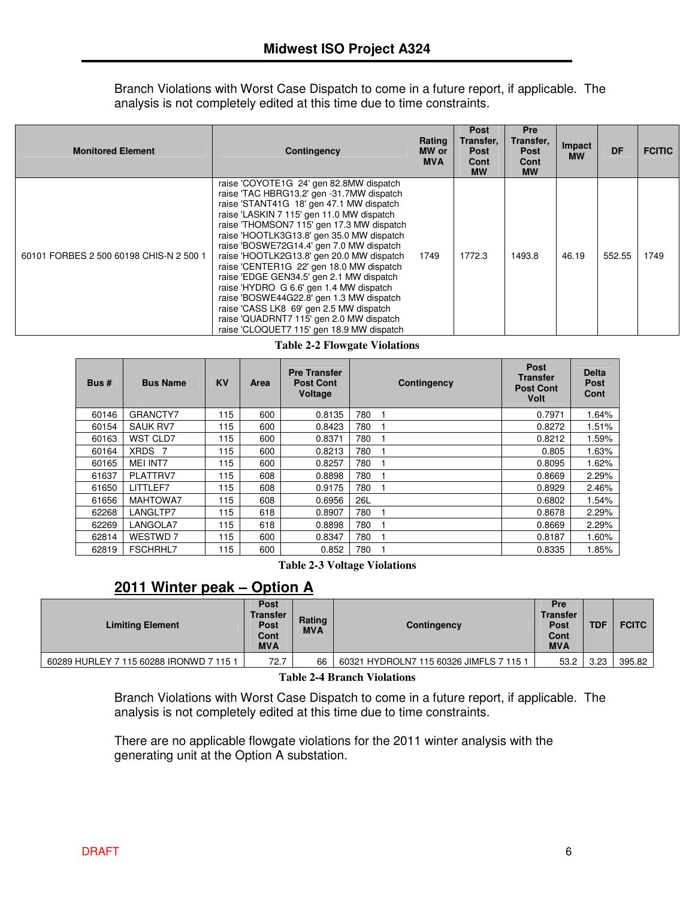Branch Violations with Worst Case Dispatch to come in a future report, if applicable. The analysis is not completely edited at this time due to time constraints.

| Monitored Element | Contingency | Rating MW or MVA | Post Transfer, Post Cont MW | Pre Transfer, Post Cont MW | Impact MW | DF | FCITIC |
|---|---|---|---|---|---|---|---|
| 60101 FORBES 2 500 60198 CHIS-N 2 500 1 | raise 'COYOTE1G 24' gen 82.8MW dispatch<br>raise 'TAC HBRG13.2' gen -31.7MW dispatch<br>raise 'STANT41G 18' gen 47.1 MW dispatch<br>raise 'LASKIN 7 115' gen 11.0 MW dispatch<br>raise 'THOMSON7 115' gen 17.3 MW dispatch<br>raise 'HOOTLK3G13.8' gen 35.0 MW dispatch<br>raise 'BOSWE72G14.4' gen 7.0 MW dispatch<br>raise 'HOOTLK2G13.8' gen 20.0 MW dispatch<br>raise 'CENTER1G 22' gen 18.0 MW dispatch<br>raise 'EDGE GEN34.5' gen 2.1 MW dispatch<br>raise 'HYDRO G 6.6' gen 1.4 MW dispatch<br>raise 'BOSWE44G22.8' gen 1.3 MW dispatch<br>raise 'CASS LK8 69' gen 2.5 MW dispatch<br>raise 'QUADRNT7 115' gen 2.0 MW dispatch<br>raise 'CLOQUET7 115' gen 18.9 MW dispatch | 1749 | 1772.3 | 1493.8 | 46.19 | 552.55 | 1749 |

**Table 2-2 Flowgate Violations**

| Bus # | Bus Name | KV | Area | Pre Transfer Post Cont Voltage | Contingency | Post Transfer Post Cont Volt | Delta Post Cont |
|---|---|---|---|---|---|---|---|
| 60146 | GRANCTY7 | 115 | 600 | 0.8135 | 780 1 | 0.7971 | 1.64% |
| 60154 | SAUK RV7 | 115 | 600 | 0.8423 | 780 1 | 0.8272 | 1.51% |
| 60163 | WST CLD7 | 115 | 600 | 0.8371 | 780 1 | 0.8212 | 1.59% |
| 60164 | XRDS 7 | 115 | 600 | 0.8213 | 780 1 | 0.805 | 1.63% |
| 60165 | MEI INT7 | 115 | 600 | 0.8257 | 780 1 | 0.8095 | 1.62% |
| 61637 | PLATTRV7 | 115 | 608 | 0.8898 | 780 1 | 0.8669 | 2.29% |
| 61650 | LITTLEF7 | 115 | 608 | 0.9175 | 780 1 | 0.8929 | 2.46% |
| 61656 | MAHTOWA7 | 115 | 608 | 0.6956 | 26L | 0.6802 | 1.54% |
| 62268 | LANGLTP7 | 115 | 618 | 0.8907 | 780 1 | 0.8678 | 2.29% |
| 62269 | LANGOLA7 | 115 | 618 | 0.8898 | 780 1 | 0.8669 | 2.29% |
| 62814 | WESTWD 7 | 115 | 600 | 0.8347 | 780 1 | 0.8187 | 1.60% |
| 62819 | FSCHRHL7 | 115 | 600 | 0.852 | 780 1 | 0.8335 | 1.85% |

**Table 2-3 Voltage Violations**

## 2011 Winter peak – Option A

| Limiting Element | Post Transfer Post Cont MVA | Rating MVA | Contingency | Pre Transfer Post Cont MVA | TDF | FCITC |
|---|---|---|---|---|---|---|
| 60289 HURLEY 7 115 60288 IRONWD 7 115 1 | 72.7 | 66 | 60321 HYDROLN7 115 60326 JIMFLS 7 115 1 | 53.2 | 3.23 | 395.82 |

**Table 2-4 Branch Violations**

Branch Violations with Worst Case Dispatch to come in a future report, if applicable. The analysis is not completely edited at this time due to time constraints.

There are no applicable flowgate violations for the 2011 winter analysis with the generating unit at the Option A substation.

DRAFT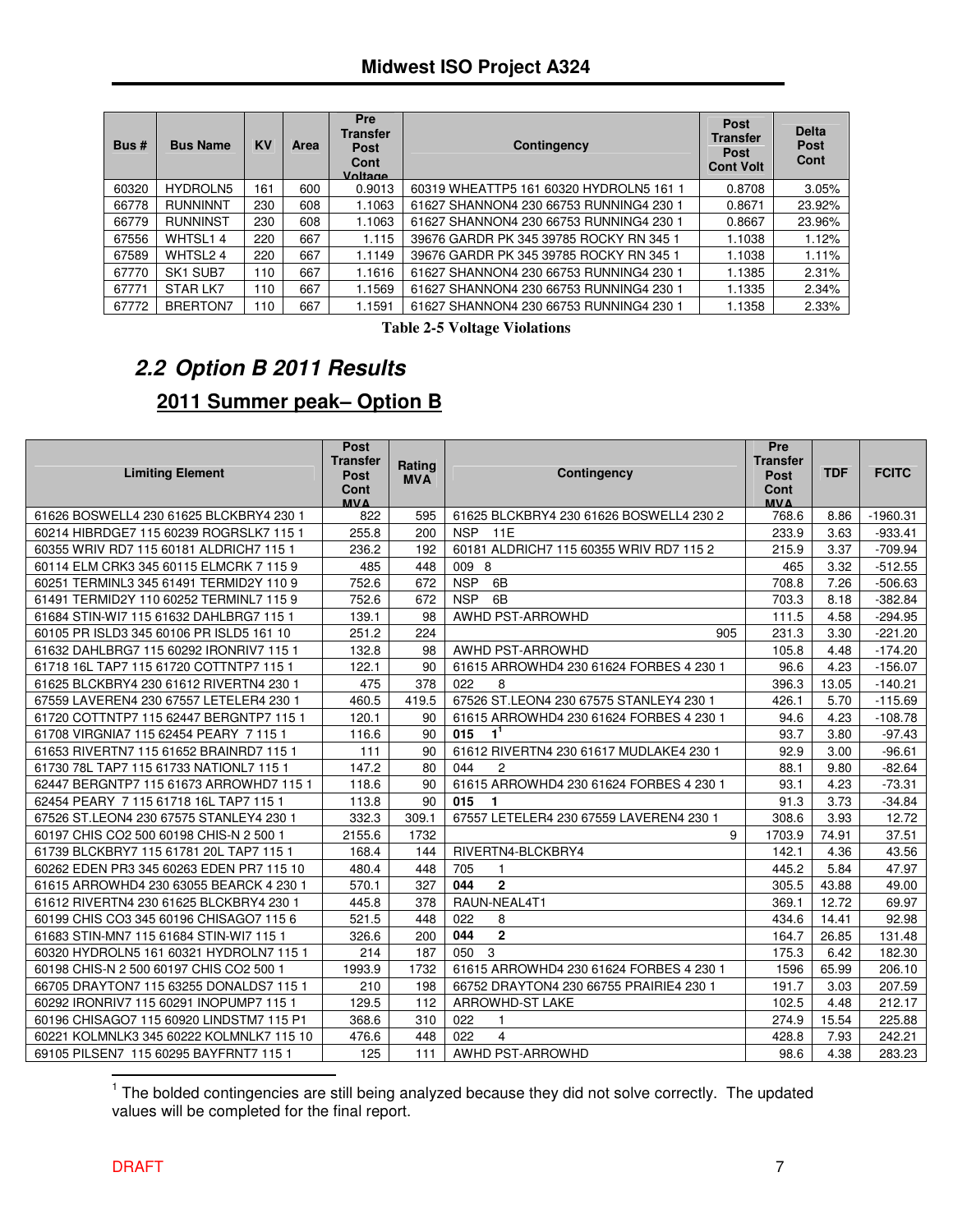| Bus # | Bus Name | KV | Area | Pre Transfer Post Cont Voltage | Contingency | Post Transfer Post Cont Volt | Delta Post Cont |
|---|---|---|---|---|---|---|---|
| 60320 | HYDROLN5 | 161 | 600 | 0.9013 | 60319 WHEATTP5 161 60320 HYDROLN5 161 1 | 0.8708 | 3.05% |
| 66778 | RUNNINNT | 230 | 608 | 1.1063 | 61627 SHANNON4 230 66753 RUNNING4 230 1 | 0.8671 | 23.92% |
| 66779 | RUNNINST | 230 | 608 | 1.1063 | 61627 SHANNON4 230 66753 RUNNING4 230 1 | 0.8667 | 23.96% |
| 67556 | WHTSL1 4 | 220 | 667 | 1.115 | 39676 GARDR PK 345 39785 ROCKY RN 345 1 | 1.1038 | 1.12% |
| 67589 | WHTSL2 4 | 220 | 667 | 1.1149 | 39676 GARDR PK 345 39785 ROCKY RN 345 1 | 1.1038 | 1.11% |
| 67770 | SK1 SUB7 | 110 | 667 | 1.1616 | 61627 SHANNON4 230 66753 RUNNING4 230 1 | 1.1385 | 2.31% |
| 67771 | STAR LK7 | 110 | 667 | 1.1569 | 61627 SHANNON4 230 66753 RUNNING4 230 1 | 1.1335 | 2.34% |
| 67772 | BRERTON7 | 110 | 667 | 1.1591 | 61627 SHANNON4 230 66753 RUNNING4 230 1 | 1.1358 | 2.33% |

Table 2-5 Voltage Violations

## 2.2 Option B 2011 Results

### 2011 Summer peak– Option B

| Limiting Element | Post Transfer Post Cont MVA | Rating MVA | Contingency | Pre Transfer Post Cont MVA | TDF | FCITC |
|---|---|---|---|---|---|---|
| 61626 BOSWELL4 230 61625 BLCKBRY4 230 1 | 822 | 595 | 61625 BLCKBRY4 230 61626 BOSWELL4 230 2 | 768.6 | 8.86 | -1960.31 |
| 60214 HIBRDGE7 115 60239 ROGRSLK7 115 1 | 255.8 | 200 | NSP 11E | 233.9 | 3.63 | -933.41 |
| 60355 WRIV RD7 115 60181 ALDRICH7 115 1 | 236.2 | 192 | 60181 ALDRICH7 115 60355 WRIV RD7 115 2 | 215.9 | 3.37 | -709.94 |
| 60114 ELM CRK3 345 60115 ELMCRK 7 115 9 | 485 | 448 | 009 8 | 465 | 3.32 | -512.55 |
| 60251 TERMINL3 345 61491 TERMID2Y 110 9 | 752.6 | 672 | NSP 6B | 708.8 | 7.26 | -506.63 |
| 61491 TERMID2Y 110 60252 TERMINL7 115 9 | 752.6 | 672 | NSP 6B | 703.3 | 8.18 | -382.84 |
| 61684 STIN-WI7 115 61632 DAHLBRG7 115 1 | 139.1 | 98 | AWHD PST-ARROWHD | 111.5 | 4.58 | -294.95 |
| 60105 PR ISLD3 345 60106 PR ISLD5 161 10 | 251.2 | 224 | 905 | 231.3 | 3.30 | -221.20 |
| 61632 DAHLBRG7 115 60292 IRONRIV7 115 1 | 132.8 | 98 | AWHD PST-ARROWHD | 105.8 | 4.48 | -174.20 |
| 61718 16L TAP7 115 61720 COTTNTP7 115 1 | 122.1 | 90 | 61615 ARROWHD4 230 61624 FORBES 4 230 1 | 96.6 | 4.23 | -156.07 |
| 61625 BLCKBRY4 230 61612 RIVERTN4 230 1 | 475 | 378 | 022 8 | 396.3 | 13.05 | -140.21 |
| 67559 LAVEREN4 230 67557 LETELER4 230 1 | 460.5 | 419.5 | 67526 ST.LEON4 230 67575 STANLEY4 230 1 | 426.1 | 5.70 | -115.69 |
| 61720 COTTNTP7 115 62447 BERGNTP7 115 1 | 120.1 | 90 | 61615 ARROWHD4 230 61624 FORBES 4 230 1 | 94.6 | 4.23 | -108.78 |
| 61708 VIRGNIA7 115 62454 PEARY 7 115 1 | 116.6 | 90 | **015 1**[1] | 93.7 | 3.80 | -97.43 |
| 61653 RIVERTN7 115 61652 BRAINRD7 115 1 | 111 | 90 | 61612 RIVERTN4 230 61617 MUDLAKE4 230 1 | 92.9 | 3.00 | -96.61 |
| 61730 78L TAP7 115 61733 NATIONL7 115 1 | 147.2 | 80 | 044 2 | 88.1 | 9.80 | -82.64 |
| 62447 BERGNTP7 115 61673 ARROWHD7 115 1 | 118.6 | 90 | 61615 ARROWHD4 230 61624 FORBES 4 230 1 | 93.1 | 4.23 | -73.31 |
| 62454 PEARY 7 115 61718 16L TAP7 115 1 | 113.8 | 90 | **015 1** | 91.3 | 3.73 | -34.84 |
| 67526 ST.LEON4 230 67575 STANLEY4 230 1 | 332.3 | 309.1 | 67557 LETELER4 230 67559 LAVEREN4 230 1 | 308.6 | 3.93 | 12.72 |
| 60197 CHIS CO2 500 60198 CHIS-N 2 500 1 | 2155.6 | 1732 | 9 | 1703.9 | 74.91 | 37.51 |
| 61739 BLCKBRY7 115 61781 20L TAP7 115 1 | 168.4 | 144 | RIVERTN4-BLCKBRY4 | 142.1 | 4.36 | 43.56 |
| 60262 EDEN PR3 345 60263 EDEN PR7 115 10 | 480.4 | 448 | 705 1 | 445.2 | 5.84 | 47.97 |
| 61615 ARROWHD4 230 63055 BEARCK 4 230 1 | 570.1 | 327 | **044 2** | 305.5 | 43.88 | 49.00 |
| 61612 RIVERTN4 230 61625 BLCKBRY4 230 1 | 445.8 | 378 | RAUN-NEAL4T1 | 369.1 | 12.72 | 69.97 |
| 60199 CHIS CO3 345 60196 CHISAGO7 115 6 | 521.5 | 448 | 022 8 | 434.6 | 14.41 | 92.98 |
| 61683 STIN-MN7 115 61684 STIN-WI7 115 1 | 326.6 | 200 | **044 2** | 164.7 | 26.85 | 131.48 |
| 60320 HYDROLN5 161 60321 HYDROLN7 115 1 | 214 | 187 | 050 3 | 175.3 | 6.42 | 182.30 |
| 60198 CHIS-N 2 500 60197 CHIS CO2 500 1 | 1993.9 | 1732 | 61615 ARROWHD4 230 61624 FORBES 4 230 1 | 1596 | 65.99 | 206.10 |
| 66705 DRAYTON7 115 63255 DONALDS7 115 1 | 210 | 198 | 66752 DRAYTON4 230 66755 PRAIRIE4 230 1 | 191.7 | 3.03 | 207.59 |
| 60292 IRONRIV7 115 60291 INOPUMP7 115 1 | 129.5 | 112 | ARROWHD-ST LAKE | 102.5 | 4.48 | 212.17 |
| 60196 CHISAGO7 115 60920 LINDSTM7 115 P1 | 368.6 | 310 | 022 1 | 274.9 | 15.54 | 225.88 |
| 60221 KOLMNLK3 345 60222 KOLMNLK7 115 10 | 476.6 | 448 | 022 4 | 428.8 | 7.93 | 242.21 |
| 69105 PILSEN7 115 60295 BAYFRNT7 115 1 | 125 | 111 | AWHD PST-ARROWHD | 98.6 | 4.38 | 283.23 |

[1] The bolded contingencies are still being analyzed because they did not solve correctly. The updated values will be completed for the final report.

DRAFT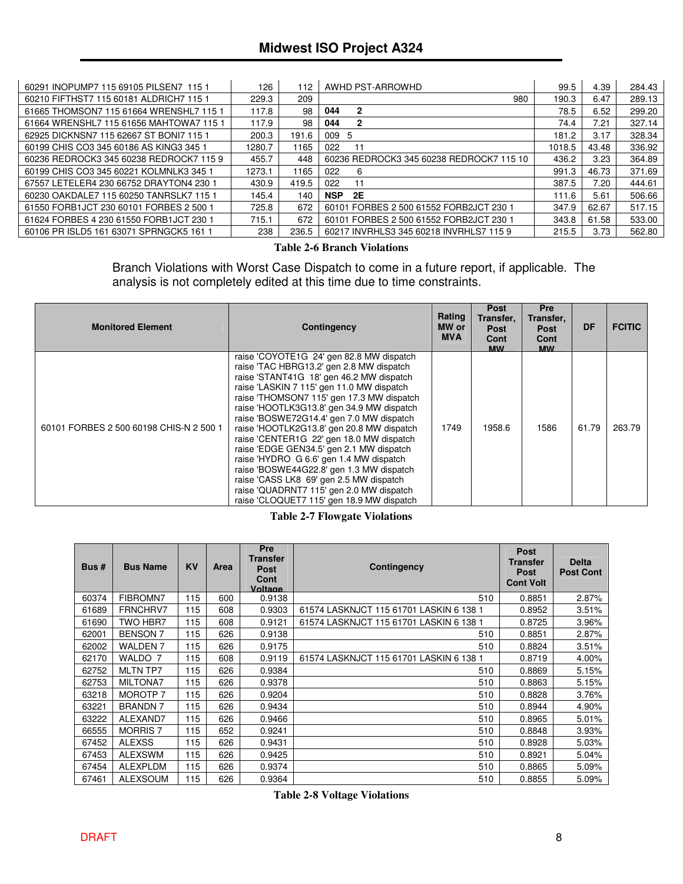| | | | | | | |
|---|---|---|---|---|---|---|
| 60291 INOPUMP7 115 69105 PILSEN7 115 1 | 126 | 112 | AWHD PST-ARROWHD | 99.5 | 4.39 | 284.43 |
| 60210 FIFTHST7 115 60181 ALDRICH7 115 1 | 229.3 | 209 | 980 | 190.3 | 6.47 | 289.13 |
| 61665 THOMSON7 115 61664 WRENSHL7 115 1 | 117.8 | 98 | **044 2** | 78.5 | 6.52 | 299.20 |
| 61664 WRENSHL7 115 61656 MAHTOWA7 115 1 | 117.9 | 98 | **044 2** | 74.4 | 7.21 | 327.14 |
| 62925 DICKNSN7 115 62667 ST BONI7 115 1 | 200.3 | 191.6 | 009 5 | 181.2 | 3.17 | 328.34 |
| 60199 CHIS CO3 345 60186 AS KING3 345 1 | 1280.7 | 1165 | 022 11 | 1018.5 | 43.48 | 336.92 |
| 60236 REDROCK3 345 60238 REDROCK7 115 9 | 455.7 | 448 | 60236 REDROCK3 345 60238 REDROCK7 115 10 | 436.2 | 3.23 | 364.89 |
| 60199 CHIS CO3 345 60221 KOLMNLK3 345 1 | 1273.1 | 1165 | 022 6 | 991.3 | 46.73 | 371.69 |
| 67557 LETELER4 230 66752 DRAYTON4 230 1 | 430.9 | 419.5 | 022 11 | 387.5 | 7.20 | 444.61 |
| 60230 OAKDALE7 115 60250 TANRSLK7 115 1 | 145.4 | 140 | **NSP 2E** | 111.6 | 5.61 | 506.66 |
| 61550 FORB1JCT 230 60101 FORBES 2 500 1 | 725.8 | 672 | 60101 FORBES 2 500 61552 FORB2JCT 230 1 | 347.9 | 62.67 | 517.15 |
| 61624 FORBES 4 230 61550 FORB1JCT 230 1 | 715.1 | 672 | 60101 FORBES 2 500 61552 FORB2JCT 230 1 | 343.8 | 61.58 | 533.00 |
| 60106 PR ISLD5 161 63071 SPRNGCK5 161 1 | 238 | 236.5 | 60217 INVRHLS3 345 60218 INVRHLS7 115 9 | 215.5 | 3.73 | 562.80 |

**Table 2-6 Branch Violations**

Branch Violations with Worst Case Dispatch to come in a future report, if applicable. The analysis is not completely edited at this time due to time constraints.

| Monitored Element | Contingency | Rating MW or MVA | Post Transfer, Post Cont MW | Pre Transfer, Post Cont MW | DF | FCITIC |
|---|---|---|---|---|---|---|
| 60101 FORBES 2 500 60198 CHIS-N 2 500 1 | raise 'COYOTE1G 24' gen 82.8 MW dispatch<br>raise 'TAC HBRG13.2' gen 2.8 MW dispatch<br>raise 'STANT41G 18' gen 46.2 MW dispatch<br>raise 'LASKIN 7 115' gen 11.0 MW dispatch<br>raise 'THOMSON7 115' gen 17.3 MW dispatch<br>raise 'HOOTLK3G13.8' gen 34.9 MW dispatch<br>raise 'BOSWE72G14.4' gen 7.0 MW dispatch<br>raise 'HOOTLK2G13.8' gen 20.8 MW dispatch<br>raise 'CENTER1G 22' gen 18.0 MW dispatch<br>raise 'EDGE GEN34.5' gen 2.1 MW dispatch<br>raise 'HYDRO G 6.6' gen 1.4 MW dispatch<br>raise 'BOSWE44G22.8' gen 1.3 MW dispatch<br>raise 'CASS LK8 69' gen 2.5 MW dispatch<br>raise 'QUADRNT7 115' gen 2.0 MW dispatch<br>raise 'CLOQUET7 115' gen 18.9 MW dispatch | 1749 | 1958.6 | 1586 | 61.79 | 263.79 |

**Table 2-7 Flowgate Violations**

| Bus # | Bus Name | KV | Area | Pre Transfer Post Cont Voltage | Contingency | Post Transfer Post Cont Volt | Delta Post Cont |
|---|---|---|---|---|---|---|---|
| 60374 | FIBROMN7 | 115 | 600 | 0.9138 | 510 | 0.8851 | 2.87% |
| 61689 | FRNCHRV7 | 115 | 608 | 0.9303 | 61574 LASKNJCT 115 61701 LASKIN 6 138 1 | 0.8952 | 3.51% |
| 61690 | TWO HBR7 | 115 | 608 | 0.9121 | 61574 LASKNJCT 115 61701 LASKIN 6 138 1 | 0.8725 | 3.96% |
| 62001 | BENSON 7 | 115 | 626 | 0.9138 | 510 | 0.8851 | 2.87% |
| 62002 | WALDEN 7 | 115 | 626 | 0.9175 | 510 | 0.8824 | 3.51% |
| 62170 | WALDO 7 | 115 | 608 | 0.9119 | 61574 LASKNJCT 115 61701 LASKIN 6 138 1 | 0.8719 | 4.00% |
| 62752 | MLTN TP7 | 115 | 626 | 0.9384 | 510 | 0.8869 | 5.15% |
| 62753 | MILTONA7 | 115 | 626 | 0.9378 | 510 | 0.8863 | 5.15% |
| 63218 | MOROTP 7 | 115 | 626 | 0.9204 | 510 | 0.8828 | 3.76% |
| 63221 | BRANDN 7 | 115 | 626 | 0.9434 | 510 | 0.8944 | 4.90% |
| 63222 | ALEXAND7 | 115 | 626 | 0.9466 | 510 | 0.8965 | 5.01% |
| 66555 | MORRIS 7 | 115 | 652 | 0.9241 | 510 | 0.8848 | 3.93% |
| 67452 | ALEXSS | 115 | 626 | 0.9431 | 510 | 0.8928 | 5.03% |
| 67453 | ALEXSWM | 115 | 626 | 0.9425 | 510 | 0.8921 | 5.04% |
| 67454 | ALEXPLDM | 115 | 626 | 0.9374 | 510 | 0.8865 | 5.09% |
| 67461 | ALEXSOUM | 115 | 626 | 0.9364 | 510 | 0.8855 | 5.09% |

**Table 2-8 Voltage Violations**

DRAFT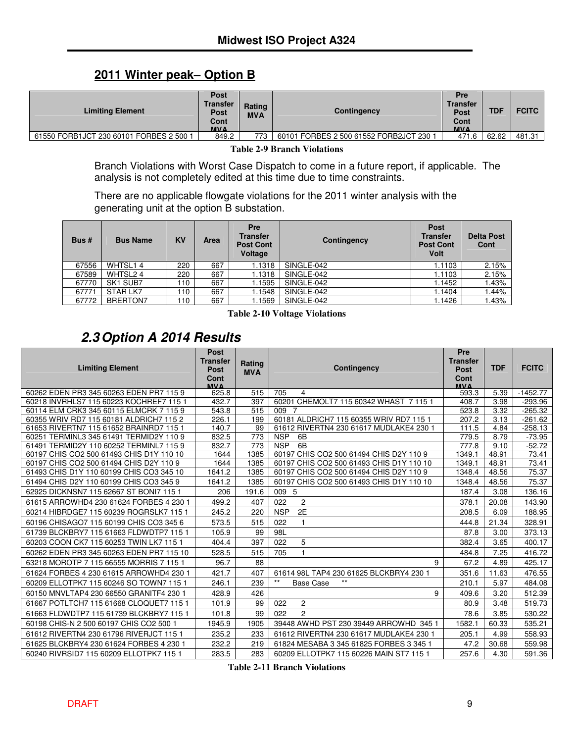## 2011 Winter peak– Option B

| Limiting Element | Post Transfer Post Cont MVA | Rating MVA | Contingency | Pre Transfer Post Cont MVA | TDF | FCITC |
|---|---|---|---|---|---|---|
| 61550 FORB1JCT 230 60101 FORBES 2 500 1 | 849.2 | 773 | 60101 FORBES 2 500 61552 FORB2JCT 230 1 | 471.6 | 62.62 | 481.31 |

**Table 2-9 Branch Violations**

Branch Violations with Worst Case Dispatch to come in a future report, if applicable. The analysis is not completely edited at this time due to time constraints.

There are no applicable flowgate violations for the 2011 winter analysis with the generating unit at the option B substation.

| Bus # | Bus Name | KV | Area | Pre Transfer Post Cont Voltage | Contingency | Post Transfer Post Cont Volt | Delta Post Cont |
|---|---|---|---|---|---|---|---|
| 67556 | WHTSL1 4 | 220 | 667 | 1.1318 | SINGLE-042 | 1.1103 | 2.15% |
| 67589 | WHTSL2 4 | 220 | 667 | 1.1318 | SINGLE-042 | 1.1103 | 2.15% |
| 67770 | SK1 SUB7 | 110 | 667 | 1.1595 | SINGLE-042 | 1.1452 | 1.43% |
| 67771 | STAR LK7 | 110 | 667 | 1.1548 | SINGLE-042 | 1.1404 | 1.44% |
| 67772 | BRERTON7 | 110 | 667 | 1.1569 | SINGLE-042 | 1.1426 | 1.43% |

**Table 2-10 Voltage Violations**

## 2.3 Option A 2014 Results

| Limiting Element | Post Transfer Post Cont MVA | Rating MVA | Contingency | Pre Transfer Post Cont MVA | TDF | FCITC |
|---|---|---|---|---|---|---|
| 60262 EDEN PR3 345 60263 EDEN PR7 115 9 | 625.8 | 515 | 705 4 | 593.3 | 5.39 | -1452.77 |
| 60218 INVRHLS7 115 60223 KOCHREF7 115 1 | 432.7 | 397 | 60201 CHEMOLT7 115 60342 WHAST 7 115 1 | 408.7 | 3.98 | -293.96 |
| 60114 ELM CRK3 345 60115 ELMCRK 7 115 9 | 543.8 | 515 | 009 7 | 523.8 | 3.32 | -265.32 |
| 60355 WRIV RD7 115 60181 ALDRICH7 115 2 | 226.1 | 199 | 60181 ALDRICH7 115 60355 WRIV RD7 115 1 | 207.2 | 3.13 | -261.62 |
| 61653 RIVERTN7 115 61652 BRAINRD7 115 1 | 140.7 | 99 | 61612 RIVERTN4 230 61617 MUDLAKE4 230 1 | 111.5 | 4.84 | -258.13 |
| 60251 TERMINL3 345 61491 TERMID2Y 110 9 | 832.5 | 773 | NSP 6B | 779.5 | 8.79 | -73.95 |
| 61491 TERMID2Y 110 60252 TERMINL7 115 9 | 832.7 | 773 | NSP 6B | 777.8 | 9.10 | -52.72 |
| 60197 CHIS CO2 500 61493 CHIS D1Y 110 10 | 1644 | 1385 | 60197 CHIS CO2 500 61494 CHIS D2Y 110 9 | 1349.1 | 48.91 | 73.41 |
| 60197 CHIS CO2 500 61494 CHIS D2Y 110 9 | 1644 | 1385 | 60197 CHIS CO2 500 61493 CHIS D1Y 110 10 | 1349.1 | 48.91 | 73.41 |
| 61493 CHIS D1Y 110 60199 CHIS CO3 345 10 | 1641.2 | 1385 | 60197 CHIS CO2 500 61494 CHIS D2Y 110 9 | 1348.4 | 48.56 | 75.37 |
| 61494 CHIS D2Y 110 60199 CHIS CO3 345 9 | 1641.2 | 1385 | 60197 CHIS CO2 500 61493 CHIS D1Y 110 10 | 1348.4 | 48.56 | 75.37 |
| 62925 DICKNSN7 115 62667 ST BONI7 115 1 | 206 | 191.6 | 009 5 | 187.4 | 3.08 | 136.16 |
| 61615 ARROWHD4 230 61624 FORBES 4 230 1 | 499.2 | 407 | 022 2 | 378.1 | 20.08 | 143.90 |
| 60214 HIBRDGE7 115 60239 ROGRSLK7 115 1 | 245.2 | 220 | NSP 2E | 208.5 | 6.09 | 188.95 |
| 60196 CHISAGO7 115 60199 CHIS CO3 345 6 | 573.5 | 515 | 022 1 | 444.8 | 21.34 | 328.91 |
| 61739 BLCKBRY7 115 61663 FLDWDTP7 115 1 | 105.9 | 99 | 98L | 87.8 | 3.00 | 373.13 |
| 60203 COON CK7 115 60253 TWIN LK7 115 1 | 404.4 | 397 | 022 5 | 382.4 | 3.65 | 400.17 |
| 60262 EDEN PR3 345 60263 EDEN PR7 115 10 | 528.5 | 515 | 705 1 | 484.8 | 7.25 | 416.72 |
| 63218 MOROTP 7 115 66555 MORRIS 7 115 1 | 96.7 | 88 | 9 | 67.2 | 4.89 | 425.17 |
| 61624 FORBES 4 230 61615 ARROWHD4 230 1 | 421.7 | 407 | 61614 98L TAP4 230 61625 BLCKBRY4 230 1 | 351.6 | 11.63 | 476.55 |
| 60209 ELLOTPK7 115 60246 SO TOWN7 115 1 | 246.1 | 239 | ** Base Case ** | 210.1 | 5.97 | 484.08 |
| 60150 MNVLTAP4 230 66550 GRANITF4 230 1 | 428.9 | 426 | 9 | 409.6 | 3.20 | 512.39 |
| 61667 POTLTCH7 115 61668 CLOQUET7 115 1 | 101.9 | 99 | 022 2 | 80.9 | 3.48 | 519.73 |
| 61663 FLDWDTP7 115 61739 BLCKBRY7 115 1 | 101.8 | 99 | 022 2 | 78.6 | 3.85 | 530.22 |
| 60198 CHIS-N 2 500 60197 CHIS CO2 500 1 | 1945.9 | 1905 | 39448 AWHD PST 230 39449 ARROWHD 345 1 | 1582.1 | 60.33 | 535.21 |
| 61612 RIVERTN4 230 61796 RIVERJCT 115 1 | 235.2 | 233 | 61612 RIVERTN4 230 61617 MUDLAKE4 230 1 | 205.1 | 4.99 | 558.93 |
| 61625 BLCKBRY4 230 61624 FORBES 4 230 1 | 232.2 | 219 | 61824 MESABA 3 345 61825 FORBES 3 345 1 | 47.2 | 30.68 | 559.98 |
| 60240 RIVRSID7 115 60209 ELLOTPK7 115 1 | 283.5 | 283 | 60209 ELLOTPK7 115 60226 MAIN ST7 115 1 | 257.6 | 4.30 | 591.36 |

**Table 2-11 Branch Violations**

DRAFT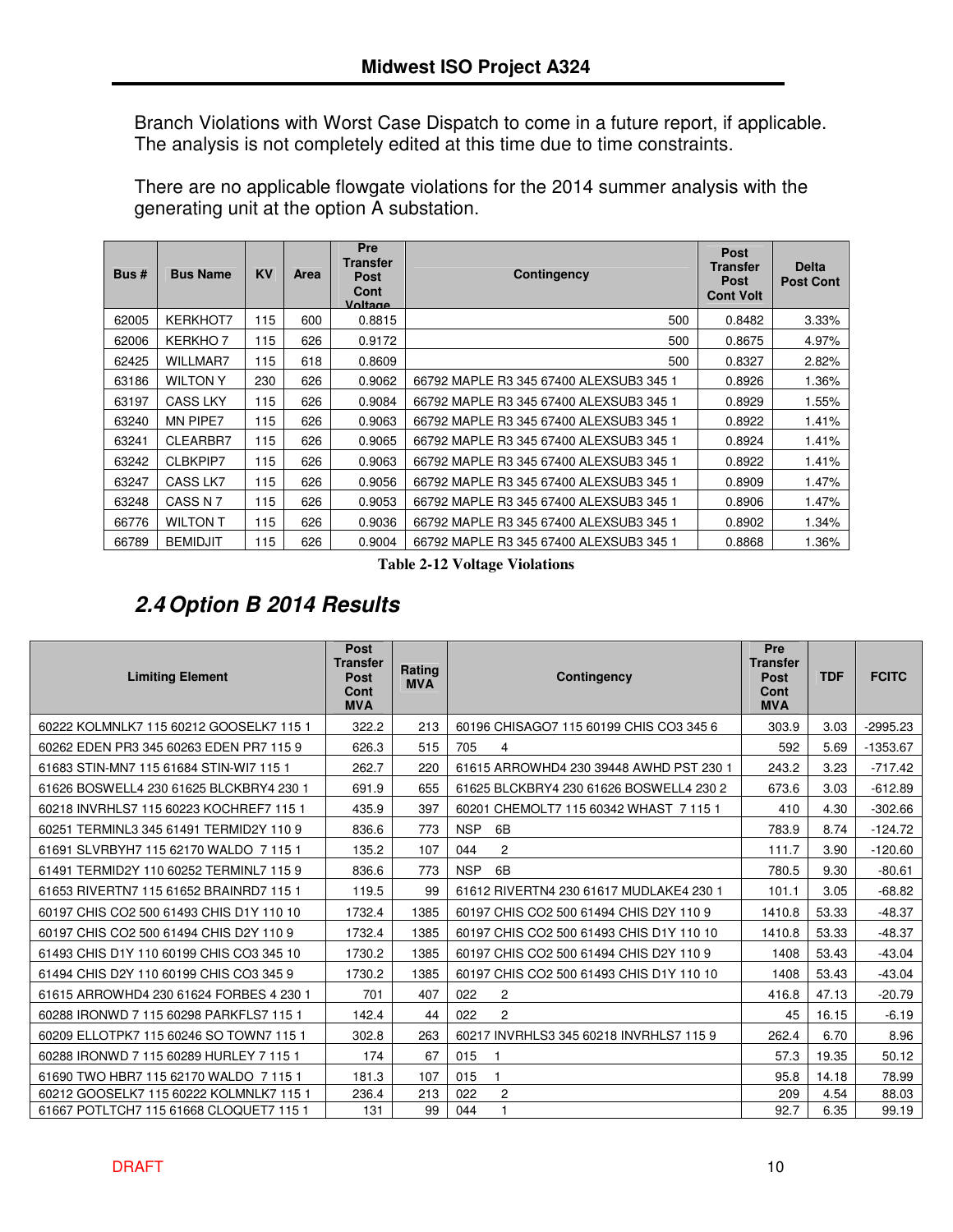Branch Violations with Worst Case Dispatch to come in a future report, if applicable. The analysis is not completely edited at this time due to time constraints.

There are no applicable flowgate violations for the 2014 summer analysis with the generating unit at the option A substation.

| Bus # | Bus Name | KV | Area | Pre Transfer Post Cont Voltage | Contingency | Post Transfer Post Cont Volt | Delta Post Cont |
|---|---|---|---|---|---|---|---|
| 62005 | KERKHOT7 | 115 | 600 | 0.8815 | 500 | 0.8482 | 3.33% |
| 62006 | KERKHO 7 | 115 | 626 | 0.9172 | 500 | 0.8675 | 4.97% |
| 62425 | WILLMAR7 | 115 | 618 | 0.8609 | 500 | 0.8327 | 2.82% |
| 63186 | WILTON Y | 230 | 626 | 0.9062 | 66792 MAPLE R3 345 67400 ALEXSUB3 345 1 | 0.8926 | 1.36% |
| 63197 | CASS LKY | 115 | 626 | 0.9084 | 66792 MAPLE R3 345 67400 ALEXSUB3 345 1 | 0.8929 | 1.55% |
| 63240 | MN PIPE7 | 115 | 626 | 0.9063 | 66792 MAPLE R3 345 67400 ALEXSUB3 345 1 | 0.8922 | 1.41% |
| 63241 | CLEARBR7 | 115 | 626 | 0.9065 | 66792 MAPLE R3 345 67400 ALEXSUB3 345 1 | 0.8924 | 1.41% |
| 63242 | CLBKPIP7 | 115 | 626 | 0.9063 | 66792 MAPLE R3 345 67400 ALEXSUB3 345 1 | 0.8922 | 1.41% |
| 63247 | CASS LK7 | 115 | 626 | 0.9056 | 66792 MAPLE R3 345 67400 ALEXSUB3 345 1 | 0.8909 | 1.47% |
| 63248 | CASS N 7 | 115 | 626 | 0.9053 | 66792 MAPLE R3 345 67400 ALEXSUB3 345 1 | 0.8906 | 1.47% |
| 66776 | WILTON T | 115 | 626 | 0.9036 | 66792 MAPLE R3 345 67400 ALEXSUB3 345 1 | 0.8902 | 1.34% |
| 66789 | BEMIDJIT | 115 | 626 | 0.9004 | 66792 MAPLE R3 345 67400 ALEXSUB3 345 1 | 0.8868 | 1.36% |

**Table 2-12 Voltage Violations**

## 2.4 Option B 2014 Results

| Limiting Element | Post Transfer Post Cont MVA | Rating MVA | Contingency | Pre Transfer Post Cont MVA | TDF | FCITC |
|---|---|---|---|---|---|---|
| 60222 KOLMNLK7 115 60212 GOOSELK7 115 1 | 322.2 | 213 | 60196 CHISAGO7 115 60199 CHIS CO3 345 6 | 303.9 | 3.03 | -2995.23 |
| 60262 EDEN PR3 345 60263 EDEN PR7 115 9 | 626.3 | 515 | 705 4 | 592 | 5.69 | -1353.67 |
| 61683 STIN-MN7 115 61684 STIN-WI7 115 1 | 262.7 | 220 | 61615 ARROWHD4 230 39448 AWHD PST 230 1 | 243.2 | 3.23 | -717.42 |
| 61626 BOSWELL4 230 61625 BLCKBRY4 230 1 | 691.9 | 655 | 61625 BLCKBRY4 230 61626 BOSWELL4 230 2 | 673.6 | 3.03 | -612.89 |
| 60218 INVRHLS7 115 60223 KOCHREF7 115 1 | 435.9 | 397 | 60201 CHEMOLT7 115 60342 WHAST 7 115 1 | 410 | 4.30 | -302.66 |
| 60251 TERMINL3 345 61491 TERMID2Y 110 9 | 836.6 | 773 | NSP 6B | 783.9 | 8.74 | -124.72 |
| 61691 SLVRBYH7 115 62170 WALDO 7 115 1 | 135.2 | 107 | 044 2 | 111.7 | 3.90 | -120.60 |
| 61491 TERMID2Y 110 60252 TERMINL7 115 9 | 836.6 | 773 | NSP 6B | 780.5 | 9.30 | -80.61 |
| 61653 RIVERTN7 115 61652 BRAINRD7 115 1 | 119.5 | 99 | 61612 RIVERTN4 230 61617 MUDLAKE4 230 1 | 101.1 | 3.05 | -68.82 |
| 60197 CHIS CO2 500 61493 CHIS D1Y 110 10 | 1732.4 | 1385 | 60197 CHIS CO2 500 61494 CHIS D2Y 110 9 | 1410.8 | 53.33 | -48.37 |
| 60197 CHIS CO2 500 61494 CHIS D2Y 110 9 | 1732.4 | 1385 | 60197 CHIS CO2 500 61493 CHIS D1Y 110 10 | 1410.8 | 53.33 | -48.37 |
| 61493 CHIS D1Y 110 60199 CHIS CO3 345 10 | 1730.2 | 1385 | 60197 CHIS CO2 500 61494 CHIS D2Y 110 9 | 1408 | 53.43 | -43.04 |
| 61494 CHIS D2Y 110 60199 CHIS CO3 345 9 | 1730.2 | 1385 | 60197 CHIS CO2 500 61493 CHIS D1Y 110 10 | 1408 | 53.43 | -43.04 |
| 61615 ARROWHD4 230 61624 FORBES 4 230 1 | 701 | 407 | 022 2 | 416.8 | 47.13 | -20.79 |
| 60288 IRONWD 7 115 60298 PARKFLS7 115 1 | 142.4 | 44 | 022 2 | 45 | 16.15 | -6.19 |
| 60209 ELLOTPK7 115 60246 SO TOWN7 115 1 | 302.8 | 263 | 60217 INVRHLS3 345 60218 INVRHLS7 115 9 | 262.4 | 6.70 | 8.96 |
| 60288 IRONWD 7 115 60289 HURLEY 7 115 1 | 174 | 67 | 015 1 | 57.3 | 19.35 | 50.12 |
| 61690 TWO HBR7 115 62170 WALDO 7 115 1 | 181.3 | 107 | 015 1 | 95.8 | 14.18 | 78.99 |
| 60212 GOOSELK7 115 60222 KOLMNLK7 115 1 | 236.4 | 213 | 022 2 | 209 | 4.54 | 88.03 |
| 61667 POTLTCH7 115 61668 CLOQUET7 115 1 | 131 | 99 | 044 1 | 92.7 | 6.35 | 99.19 |

DRAFT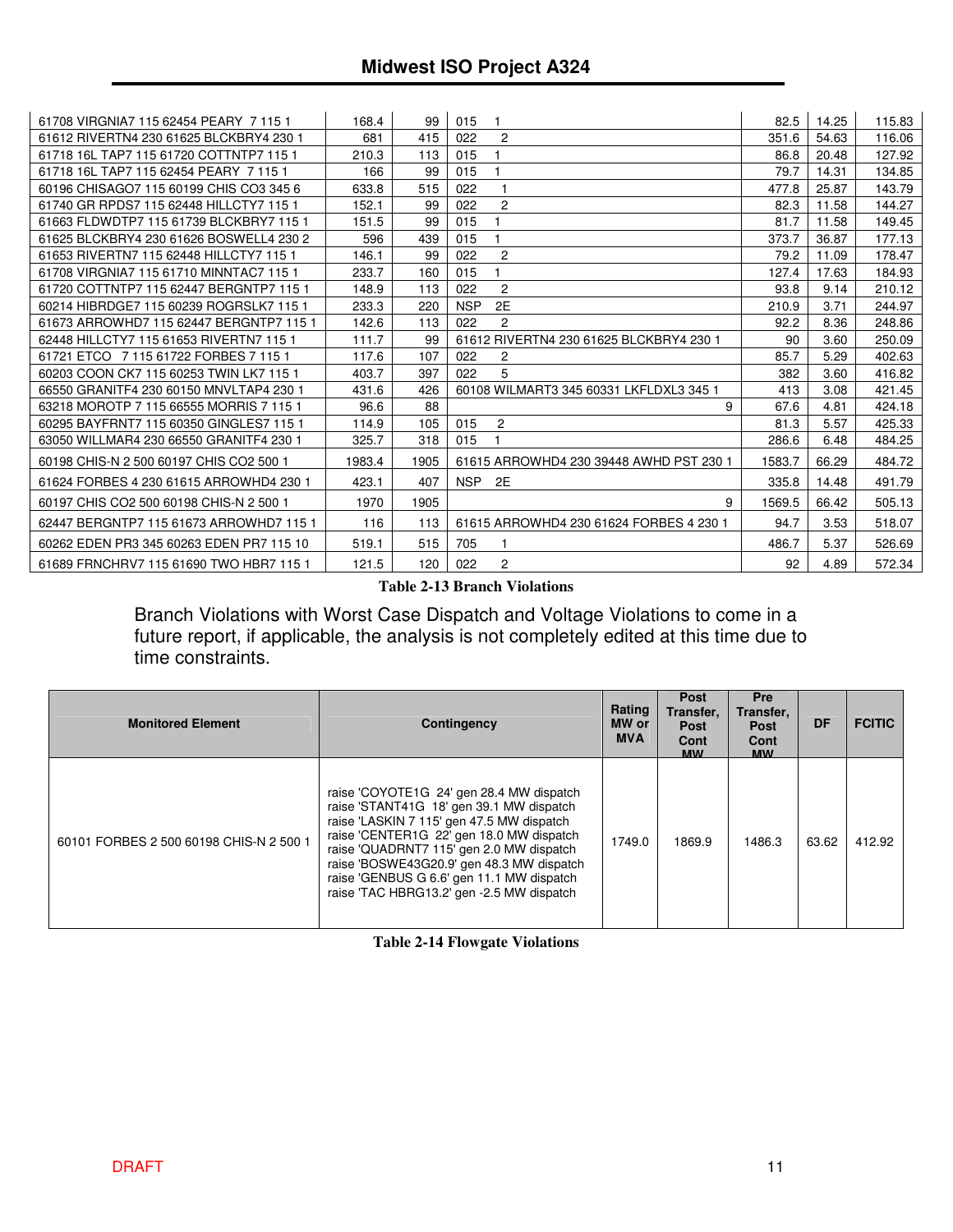| | | | | | | |
|---|---|---|---|---|---|---|
| 61708 VIRGNIA7 115 62454 PEARY 7 115 1 | 168.4 | 99 | 015 1 | 82.5 | 14.25 | 115.83 |
| 61612 RIVERTN4 230 61625 BLCKBRY4 230 1 | 681 | 415 | 022 2 | 351.6 | 54.63 | 116.06 |
| 61718 16L TAP7 115 61720 COTTNTP7 115 1 | 210.3 | 113 | 015 1 | 86.8 | 20.48 | 127.92 |
| 61718 16L TAP7 115 62454 PEARY 7 115 1 | 166 | 99 | 015 1 | 79.7 | 14.31 | 134.85 |
| 60196 CHISAGO7 115 60199 CHIS CO3 345 6 | 633.8 | 515 | 022 1 | 477.8 | 25.87 | 143.79 |
| 61740 GR RPDS7 115 62448 HILLCTY7 115 1 | 152.1 | 99 | 022 2 | 82.3 | 11.58 | 144.27 |
| 61663 FLDWDTP7 115 61739 BLCKBRY7 115 1 | 151.5 | 99 | 015 1 | 81.7 | 11.58 | 149.45 |
| 61625 BLCKBRY4 230 61626 BOSWELL4 230 2 | 596 | 439 | 015 1 | 373.7 | 36.87 | 177.13 |
| 61653 RIVERTN7 115 62448 HILLCTY7 115 1 | 146.1 | 99 | 022 2 | 79.2 | 11.09 | 178.47 |
| 61708 VIRGNIA7 115 61710 MINNTAC7 115 1 | 233.7 | 160 | 015 1 | 127.4 | 17.63 | 184.93 |
| 61720 COTTNTP7 115 62447 BERGNTP7 115 1 | 148.9 | 113 | 022 2 | 93.8 | 9.14 | 210.12 |
| 60214 HIBRDGE7 115 60239 ROGRSLK7 115 1 | 233.3 | 220 | NSP 2E | 210.9 | 3.71 | 244.97 |
| 61673 ARROWHD7 115 62447 BERGNTP7 115 1 | 142.6 | 113 | 022 2 | 92.2 | 8.36 | 248.86 |
| 62448 HILLCTY7 115 61653 RIVERTN7 115 1 | 111.7 | 99 | 61612 RIVERTN4 230 61625 BLCKBRY4 230 1 | 90 | 3.60 | 250.09 |
| 61721 ETCO 7 115 61722 FORBES 7 115 1 | 117.6 | 107 | 022 2 | 85.7 | 5.29 | 402.63 |
| 60203 COON CK7 115 60253 TWIN LK7 115 1 | 403.7 | 397 | 022 5 | 382 | 3.60 | 416.82 |
| 66550 GRANITF4 230 60150 MNVLTAP4 230 1 | 431.6 | 426 | 60108 WILMART3 345 60331 LKFLDXL3 345 1 | 413 | 3.08 | 421.45 |
| 63218 MOROTP 7 115 66555 MORRIS 7 115 1 | 96.6 | 88 | 9 | 67.6 | 4.81 | 424.18 |
| 60295 BAYFRNT7 115 60350 GINGLES7 115 1 | 114.9 | 105 | 015 2 | 81.3 | 5.57 | 425.33 |
| 63050 WILLMAR4 230 66550 GRANITF4 230 1 | 325.7 | 318 | 015 1 | 286.6 | 6.48 | 484.25 |
| 60198 CHIS-N 2 500 60197 CHIS CO2 500 1 | 1983.4 | 1905 | 61615 ARROWHD4 230 39448 AWHD PST 230 1 | 1583.7 | 66.29 | 484.72 |
| 61624 FORBES 4 230 61615 ARROWHD4 230 1 | 423.1 | 407 | NSP 2E | 335.8 | 14.48 | 491.79 |
| 60197 CHIS CO2 500 60198 CHIS-N 2 500 1 | 1970 | 1905 | 9 | 1569.5 | 66.42 | 505.13 |
| 62447 BERGNTP7 115 61673 ARROWHD7 115 1 | 116 | 113 | 61615 ARROWHD4 230 61624 FORBES 4 230 1 | 94.7 | 3.53 | 518.07 |
| 60262 EDEN PR3 345 60263 EDEN PR7 115 10 | 519.1 | 515 | 705 1 | 486.7 | 5.37 | 526.69 |
| 61689 FRNCHRV7 115 61690 TWO HBR7 115 1 | 121.5 | 120 | 022 2 | 92 | 4.89 | 572.34 |

**Table 2-13 Branch Violations**

Branch Violations with Worst Case Dispatch and Voltage Violations to come in a future report, if applicable, the analysis is not completely edited at this time due to time constraints.

| Monitored Element | Contingency | Rating MW or MVA | Post Transfer, Post Cont MW | Pre Transfer, Post Cont MW | DF | FCITIC |
|---|---|---|---|---|---|---|
| 60101 FORBES 2 500 60198 CHIS-N 2 500 1 | raise 'COYOTE1G 24' gen 28.4 MW dispatch<br>raise 'STANT41G 18' gen 39.1 MW dispatch<br>raise 'LASKIN 7 115' gen 47.5 MW dispatch<br>raise 'CENTER1G 22' gen 18.0 MW dispatch<br>raise 'QUADRNT7 115' gen 2.0 MW dispatch<br>raise 'BOSWE43G20.9' gen 48.3 MW dispatch<br>raise 'GENBUS G 6.6' gen 11.1 MW dispatch<br>raise 'TAC HBRG13.2' gen -2.5 MW dispatch | 1749.0 | 1869.9 | 1486.3 | 63.62 | 412.92 |

**Table 2-14 Flowgate Violations**

DRAFT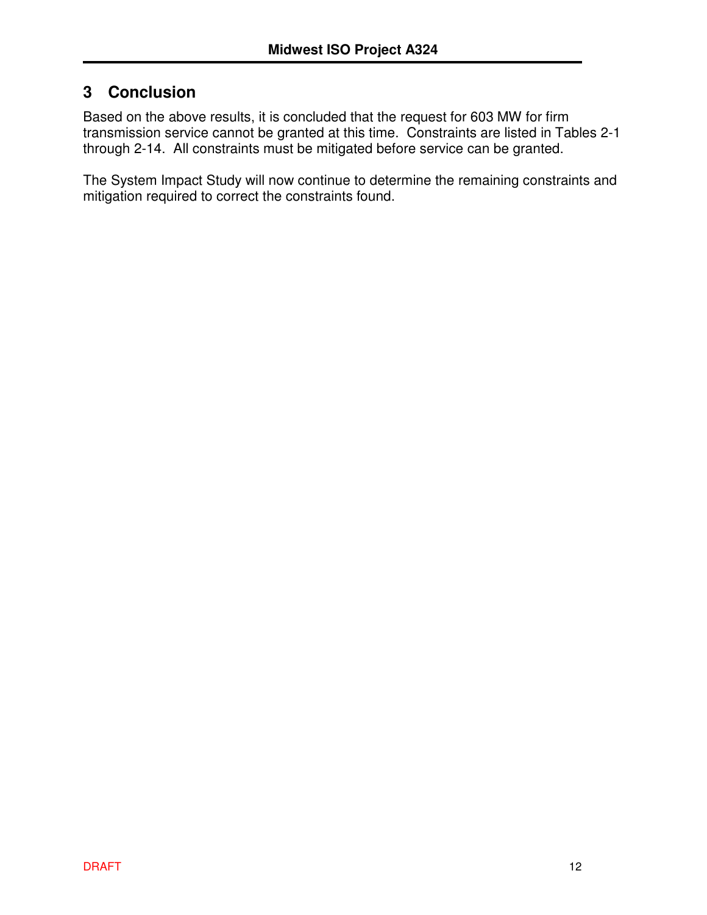# 3 Conclusion

Based on the above results, it is concluded that the request for 603 MW for firm transmission service cannot be granted at this time. Constraints are listed in Tables 2-1 through 2-14. All constraints must be mitigated before service can be granted.

The System Impact Study will now continue to determine the remaining constraints and mitigation required to correct the constraints found.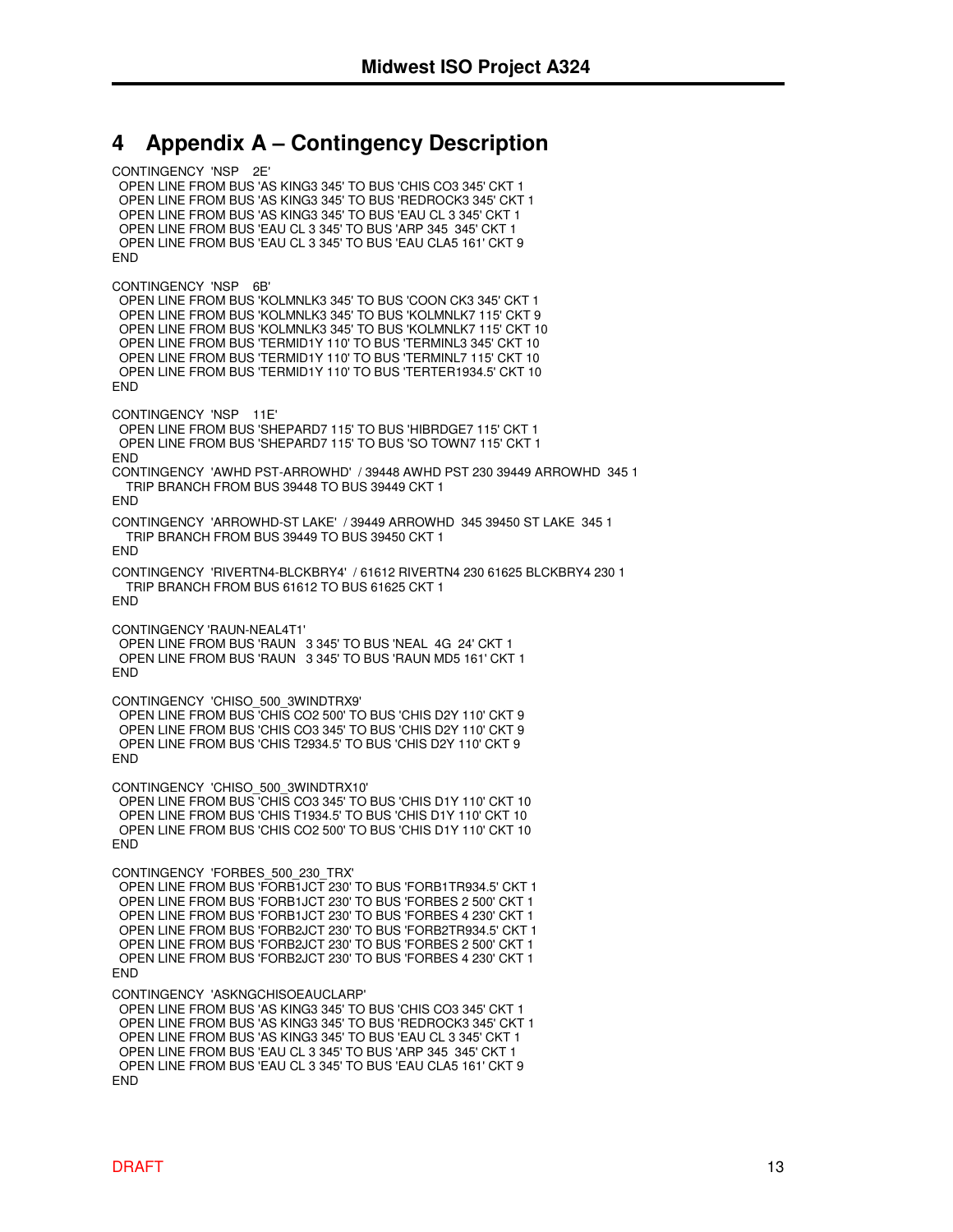# 4 Appendix A – Contingency Description

```
CONTINGENCY 'NSP    2E'
  OPEN LINE FROM BUS 'AS KING3 345' TO BUS 'CHIS CO3 345' CKT 1
  OPEN LINE FROM BUS 'AS KING3 345' TO BUS 'REDROCK3 345' CKT 1
  OPEN LINE FROM BUS 'AS KING3 345' TO BUS 'EAU CL 3 345' CKT 1
  OPEN LINE FROM BUS 'EAU CL 3 345' TO BUS 'ARP 345  345' CKT 1
  OPEN LINE FROM BUS 'EAU CL 3 345' TO BUS 'EAU CLA5 161' CKT 9
END

CONTINGENCY 'NSP    6B'
  OPEN LINE FROM BUS 'KOLMNLK3 345' TO BUS 'COON CK3 345' CKT 1
  OPEN LINE FROM BUS 'KOLMNLK3 345' TO BUS 'KOLMNLK7 115' CKT 9
  OPEN LINE FROM BUS 'KOLMNLK3 345' TO BUS 'KOLMNLK7 115' CKT 10
  OPEN LINE FROM BUS 'TERMID1Y 110' TO BUS 'TERMINL3 345' CKT 10
  OPEN LINE FROM BUS 'TERMID1Y 110' TO BUS 'TERMINL7 115' CKT 10
  OPEN LINE FROM BUS 'TERMID1Y 110' TO BUS 'TERTER1934.5' CKT 10
END

CONTINGENCY 'NSP    11E'
  OPEN LINE FROM BUS 'SHEPARD7 115' TO BUS 'HIBRDGE7 115' CKT 1
  OPEN LINE FROM BUS 'SHEPARD7 115' TO BUS 'SO TOWN7 115' CKT 1
END
CONTINGENCY 'AWHD PST-ARROWHD' / 39448 AWHD PST 230 39449 ARROWHD  345 1
    TRIP BRANCH FROM BUS 39448 TO BUS 39449 CKT 1
END

CONTINGENCY 'ARROWHD-ST LAKE' / 39449 ARROWHD  345 39450 ST LAKE  345 1
    TRIP BRANCH FROM BUS 39449 TO BUS 39450 CKT 1
END

CONTINGENCY 'RIVERTN4-BLCKBRY4' / 61612 RIVERTN4 230 61625 BLCKBRY4 230 1
    TRIP BRANCH FROM BUS 61612 TO BUS 61625 CKT 1
END

CONTINGENCY 'RAUN-NEAL4T1'
  OPEN LINE FROM BUS 'RAUN   3 345' TO BUS 'NEAL  4G  24' CKT 1
  OPEN LINE FROM BUS 'RAUN   3 345' TO BUS 'RAUN MD5 161' CKT 1
END

CONTINGENCY 'CHISO_500_3WINDTRX9'
  OPEN LINE FROM BUS 'CHIS CO2 500' TO BUS 'CHIS D2Y 110' CKT 9
  OPEN LINE FROM BUS 'CHIS CO3 345' TO BUS 'CHIS D2Y 110' CKT 9
  OPEN LINE FROM BUS 'CHIS T2934.5' TO BUS 'CHIS D2Y 110' CKT 9
END

CONTINGENCY 'CHISO_500_3WINDTRX10'
  OPEN LINE FROM BUS 'CHIS CO3 345' TO BUS 'CHIS D1Y 110' CKT 10
  OPEN LINE FROM BUS 'CHIS T1934.5' TO BUS 'CHIS D1Y 110' CKT 10
  OPEN LINE FROM BUS 'CHIS CO2 500' TO BUS 'CHIS D1Y 110' CKT 10
END

CONTINGENCY 'FORBES_500_230_TRX'
  OPEN LINE FROM BUS 'FORB1JCT 230' TO BUS 'FORB1TR934.5' CKT 1
  OPEN LINE FROM BUS 'FORB1JCT 230' TO BUS 'FORBES 2 500' CKT 1
  OPEN LINE FROM BUS 'FORB1JCT 230' TO BUS 'FORBES 4 230' CKT 1
  OPEN LINE FROM BUS 'FORB2JCT 230' TO BUS 'FORB2TR934.5' CKT 1
  OPEN LINE FROM BUS 'FORB2JCT 230' TO BUS 'FORBES 2 500' CKT 1
  OPEN LINE FROM BUS 'FORB2JCT 230' TO BUS 'FORBES 4 230' CKT 1
END

CONTINGENCY 'ASKNGCHISOEAUCLARP'
  OPEN LINE FROM BUS 'AS KING3 345' TO BUS 'CHIS CO3 345' CKT 1
  OPEN LINE FROM BUS 'AS KING3 345' TO BUS 'REDROCK3 345' CKT 1
  OPEN LINE FROM BUS 'AS KING3 345' TO BUS 'EAU CL 3 345' CKT 1
  OPEN LINE FROM BUS 'EAU CL 3 345' TO BUS 'ARP 345  345' CKT 1
  OPEN LINE FROM BUS 'EAU CL 3 345' TO BUS 'EAU CLA5 161' CKT 9
END
```

DRAFT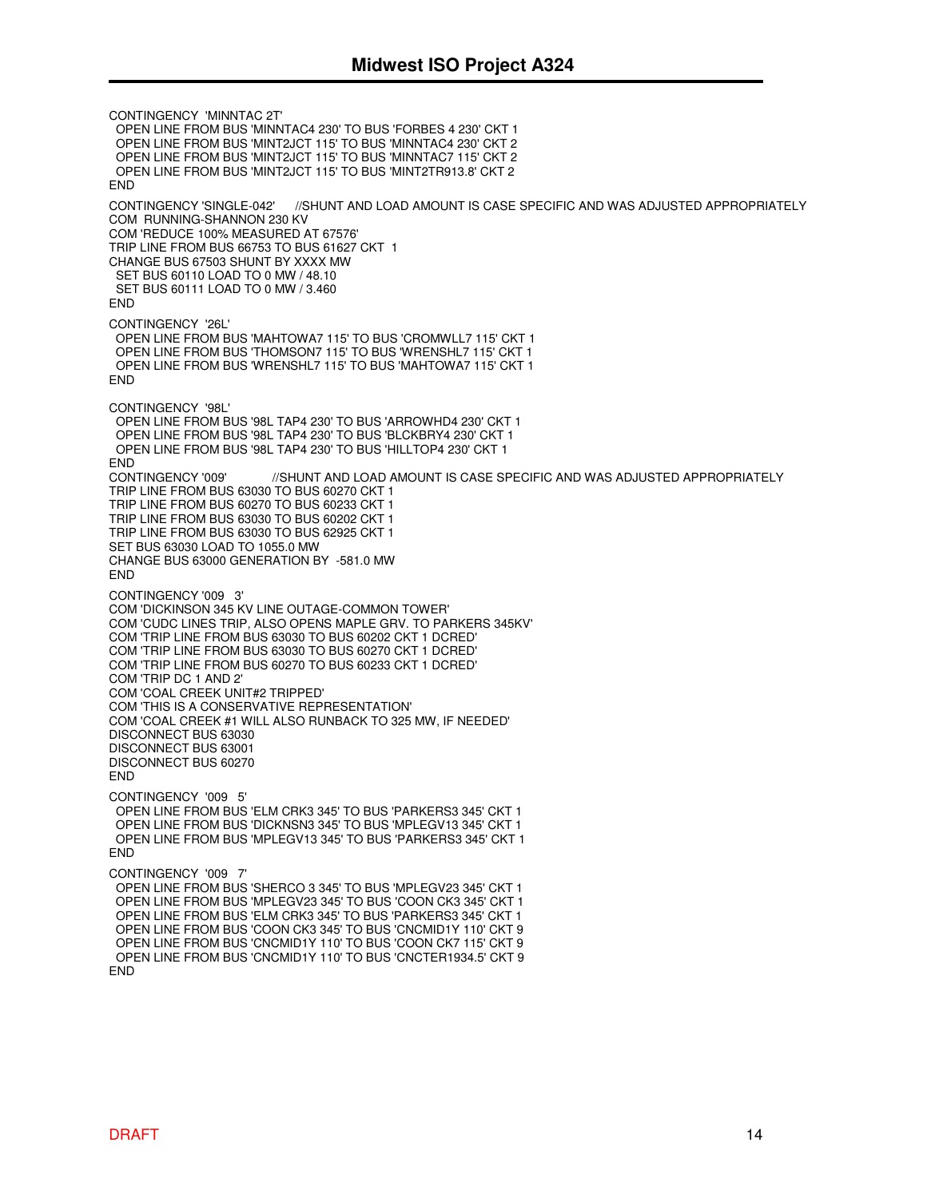```
CONTINGENCY  'MINNTAC 2T'
  OPEN LINE FROM BUS 'MINNTAC4 230' TO BUS 'FORBES 4 230' CKT 1
  OPEN LINE FROM BUS 'MINT2JCT 115' TO BUS 'MINNTAC4 230' CKT 2
  OPEN LINE FROM BUS 'MINT2JCT 115' TO BUS 'MINNTAC7 115' CKT 2
  OPEN LINE FROM BUS 'MINT2JCT 115' TO BUS 'MINT2TR913.8' CKT 2
END

CONTINGENCY 'SINGLE-042'     //SHUNT AND LOAD AMOUNT IS CASE SPECIFIC AND WAS ADJUSTED APPROPRIATELY
COM  RUNNING-SHANNON 230 KV
COM 'REDUCE 100% MEASURED AT 67576'
TRIP LINE FROM BUS 66753 TO BUS 61627 CKT  1
CHANGE BUS 67503 SHUNT BY XXXX MW
  SET BUS 60110 LOAD TO 0 MW / 48.10
  SET BUS 60111 LOAD TO 0 MW / 3.460
END

CONTINGENCY  '26L'
  OPEN LINE FROM BUS 'MAHTOWA7 115' TO BUS 'CROMWLL7 115' CKT 1
  OPEN LINE FROM BUS 'THOMSON7 115' TO BUS 'WRENSHL7 115' CKT 1
  OPEN LINE FROM BUS 'WRENSHL7 115' TO BUS 'MAHTOWA7 115' CKT 1
END

CONTINGENCY  '98L'
  OPEN LINE FROM BUS '98L TAP4 230' TO BUS 'ARROWHD4 230' CKT 1
  OPEN LINE FROM BUS '98L TAP4 230' TO BUS 'BLCKBRY4 230' CKT 1
  OPEN LINE FROM BUS '98L TAP4 230' TO BUS 'HILLTOP4 230' CKT 1
END
CONTINGENCY '009'          //SHUNT AND LOAD AMOUNT IS CASE SPECIFIC AND WAS ADJUSTED APPROPRIATELY
TRIP LINE FROM BUS 63030 TO BUS 60270 CKT 1
TRIP LINE FROM BUS 60270 TO BUS 60233 CKT 1
TRIP LINE FROM BUS 63030 TO BUS 60202 CKT 1
TRIP LINE FROM BUS 63030 TO BUS 62925 CKT 1
SET BUS 63030 LOAD TO 1055.0 MW
CHANGE BUS 63000 GENERATION BY  -581.0 MW
END

CONTINGENCY '009   3'
COM 'DICKINSON 345 KV LINE OUTAGE-COMMON TOWER'
COM 'CUDC LINES TRIP, ALSO OPENS MAPLE GRV. TO PARKERS 345KV'
COM 'TRIP LINE FROM BUS 63030 TO BUS 60202 CKT 1 DCRED'
COM 'TRIP LINE FROM BUS 63030 TO BUS 60270 CKT 1 DCRED'
COM 'TRIP LINE FROM BUS 60270 TO BUS 60233 CKT 1 DCRED'
COM 'TRIP DC 1 AND 2'
COM 'COAL CREEK UNIT#2 TRIPPED'
COM 'THIS IS A CONSERVATIVE REPRESENTATION'
COM 'COAL CREEK #1 WILL ALSO RUNBACK TO 325 MW, IF NEEDED'
DISCONNECT BUS 63030
DISCONNECT BUS 63001
DISCONNECT BUS 60270
END

CONTINGENCY  '009   5'
  OPEN LINE FROM BUS 'ELM CRK3 345' TO BUS 'PARKERS3 345' CKT 1
  OPEN LINE FROM BUS 'DICKNSN3 345' TO BUS 'MPLEGV13 345' CKT 1
  OPEN LINE FROM BUS 'MPLEGV13 345' TO BUS 'PARKERS3 345' CKT 1
END

CONTINGENCY  '009   7'
  OPEN LINE FROM BUS 'SHERCO 3 345' TO BUS 'MPLEGV23 345' CKT 1
  OPEN LINE FROM BUS 'MPLEGV23 345' TO BUS 'COON CK3 345' CKT 1
  OPEN LINE FROM BUS 'ELM CRK3 345' TO BUS 'PARKERS3 345' CKT 1
  OPEN LINE FROM BUS 'COON CK3 345' TO BUS 'CNCMID1Y 110' CKT 9
  OPEN LINE FROM BUS 'CNCMID1Y 110' TO BUS 'COON CK7 115' CKT 9
  OPEN LINE FROM BUS 'CNCMID1Y 110' TO BUS 'CNCTER1934.5' CKT 9
END
```

DRAFT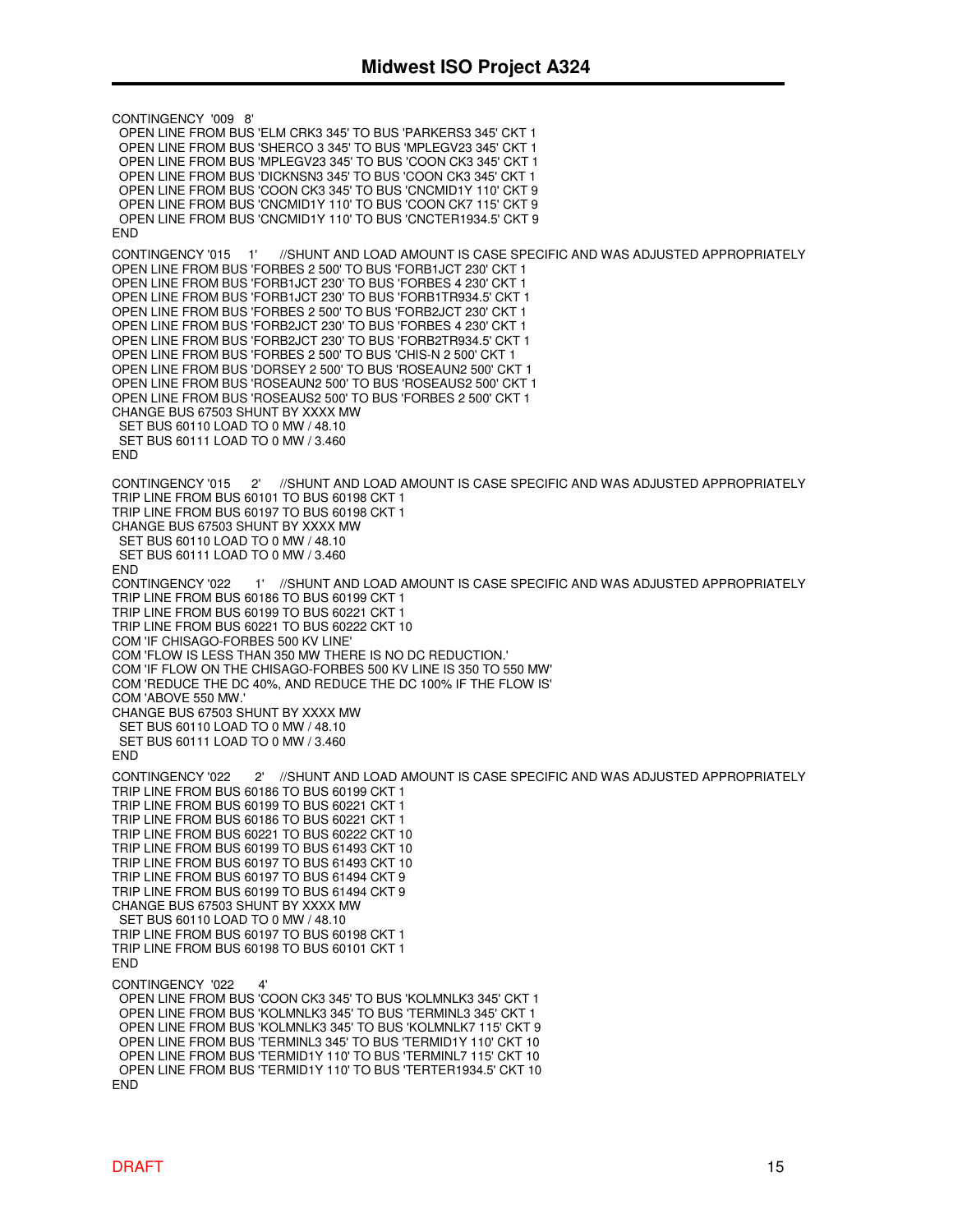```
CONTINGENCY '009   8'
  OPEN LINE FROM BUS 'ELM CRK3 345' TO BUS 'PARKERS3 345' CKT 1
  OPEN LINE FROM BUS 'SHERCO 3 345' TO BUS 'MPLEGV23 345' CKT 1
  OPEN LINE FROM BUS 'MPLEGV23 345' TO BUS 'COON CK3 345' CKT 1
  OPEN LINE FROM BUS 'DICKNSN3 345' TO BUS 'COON CK3 345' CKT 1
  OPEN LINE FROM BUS 'COON CK3 345' TO BUS 'CNCMID1Y 110' CKT 9
  OPEN LINE FROM BUS 'CNCMID1Y 110' TO BUS 'COON CK7 115' CKT 9
  OPEN LINE FROM BUS 'CNCMID1Y 110' TO BUS 'CNCTER1934.5' CKT 9
END

CONTINGENCY '015     1'     //SHUNT AND LOAD AMOUNT IS CASE SPECIFIC AND WAS ADJUSTED APPROPRIATELY
OPEN LINE FROM BUS 'FORBES 2 500' TO BUS 'FORB1JCT 230' CKT 1
OPEN LINE FROM BUS 'FORB1JCT 230' TO BUS 'FORBES 4 230' CKT 1
OPEN LINE FROM BUS 'FORB1JCT 230' TO BUS 'FORB1TR934.5' CKT 1
OPEN LINE FROM BUS 'FORBES 2 500' TO BUS 'FORB2JCT 230' CKT 1
OPEN LINE FROM BUS 'FORB2JCT 230' TO BUS 'FORBES 4 230' CKT 1
OPEN LINE FROM BUS 'FORB2JCT 230' TO BUS 'FORB2TR934.5' CKT 1
OPEN LINE FROM BUS 'FORBES 2 500' TO BUS 'CHIS-N 2 500' CKT 1
OPEN LINE FROM BUS 'DORSEY 2 500' TO BUS 'ROSEAUN2 500' CKT 1
OPEN LINE FROM BUS 'ROSEAUN2 500' TO BUS 'ROSEAUS2 500' CKT 1
OPEN LINE FROM BUS 'ROSEAUS2 500' TO BUS 'FORBES 2 500' CKT 1
CHANGE BUS 67503 SHUNT BY XXXX MW
  SET BUS 60110 LOAD TO 0 MW / 48.10
  SET BUS 60111 LOAD TO 0 MW / 3.460
END

CONTINGENCY '015     2'     //SHUNT AND LOAD AMOUNT IS CASE SPECIFIC AND WAS ADJUSTED APPROPRIATELY
TRIP LINE FROM BUS 60101 TO BUS 60198 CKT 1
TRIP LINE FROM BUS 60197 TO BUS 60198 CKT 1
CHANGE BUS 67503 SHUNT BY XXXX MW
  SET BUS 60110 LOAD TO 0 MW / 48.10
  SET BUS 60111 LOAD TO 0 MW / 3.460
END
CONTINGENCY '022     1'     //SHUNT AND LOAD AMOUNT IS CASE SPECIFIC AND WAS ADJUSTED APPROPRIATELY
TRIP LINE FROM BUS 60186 TO BUS 60199 CKT 1
TRIP LINE FROM BUS 60199 TO BUS 60221 CKT 1
TRIP LINE FROM BUS 60221 TO BUS 60222 CKT 10
COM 'IF CHISAGO-FORBES 500 KV LINE'
COM 'FLOW IS LESS THAN 350 MW THERE IS NO DC REDUCTION.'
COM 'IF FLOW ON THE CHISAGO-FORBES 500 KV LINE IS 350 TO 550 MW'
COM 'REDUCE THE DC 40%, AND REDUCE THE DC 100% IF THE FLOW IS'
COM 'ABOVE 550 MW.'
CHANGE BUS 67503 SHUNT BY XXXX MW
  SET BUS 60110 LOAD TO 0 MW / 48.10
  SET BUS 60111 LOAD TO 0 MW / 3.460
END

CONTINGENCY '022     2'     //SHUNT AND LOAD AMOUNT IS CASE SPECIFIC AND WAS ADJUSTED APPROPRIATELY
TRIP LINE FROM BUS 60186 TO BUS 60199 CKT 1
TRIP LINE FROM BUS 60199 TO BUS 60221 CKT 1
TRIP LINE FROM BUS 60186 TO BUS 60221 CKT 1
TRIP LINE FROM BUS 60221 TO BUS 60222 CKT 10
TRIP LINE FROM BUS 60199 TO BUS 61493 CKT 10
TRIP LINE FROM BUS 60197 TO BUS 61493 CKT 10
TRIP LINE FROM BUS 60197 TO BUS 61494 CKT 9
TRIP LINE FROM BUS 60199 TO BUS 61494 CKT 9
CHANGE BUS 67503 SHUNT BY XXXX MW
  SET BUS 60110 LOAD TO 0 MW / 48.10
TRIP LINE FROM BUS 60197 TO BUS 60198 CKT 1
TRIP LINE FROM BUS 60198 TO BUS 60101 CKT 1
END

CONTINGENCY  '022     4'
  OPEN LINE FROM BUS 'COON CK3 345' TO BUS 'KOLMNLK3 345' CKT 1
  OPEN LINE FROM BUS 'KOLMNLK3 345' TO BUS 'TERMINL3 345' CKT 1
  OPEN LINE FROM BUS 'KOLMNLK3 345' TO BUS 'KOLMNLK7 115' CKT 9
  OPEN LINE FROM BUS 'TERMINL3 345' TO BUS 'TERMID1Y 110' CKT 10
  OPEN LINE FROM BUS 'TERMID1Y 110' TO BUS 'TERMINL7 115' CKT 10
  OPEN LINE FROM BUS 'TERMID1Y 110' TO BUS 'TERTER1934.5' CKT 10
END
```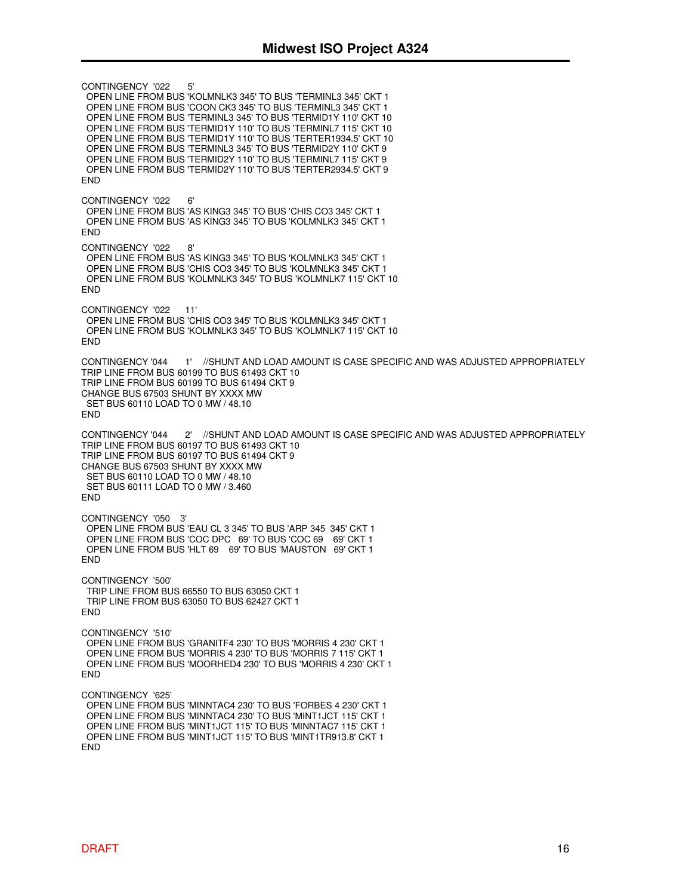```
CONTINGENCY  '022      5'
 OPEN LINE FROM BUS 'KOLMNLK3 345' TO BUS 'TERMINL3 345' CKT 1
 OPEN LINE FROM BUS 'COON CK3 345' TO BUS 'TERMINL3 345' CKT 1
 OPEN LINE FROM BUS 'TERMINL3 345' TO BUS 'TERMID1Y 110' CKT 10
 OPEN LINE FROM BUS 'TERMID1Y 110' TO BUS 'TERMINL7 115' CKT 10
 OPEN LINE FROM BUS 'TERMID1Y 110' TO BUS 'TERTER1934.5' CKT 10
 OPEN LINE FROM BUS 'TERMINL3 345' TO BUS 'TERMID2Y 110' CKT 9
 OPEN LINE FROM BUS 'TERMID2Y 110' TO BUS 'TERMINL7 115' CKT 9
 OPEN LINE FROM BUS 'TERMID2Y 110' TO BUS 'TERTER2934.5' CKT 9
END

CONTINGENCY  '022      6'
 OPEN LINE FROM BUS 'AS KING3 345' TO BUS 'CHIS CO3 345' CKT 1
 OPEN LINE FROM BUS 'AS KING3 345' TO BUS 'KOLMNLK3 345' CKT 1
END

CONTINGENCY  '022      8'
 OPEN LINE FROM BUS 'AS KING3 345' TO BUS 'KOLMNLK3 345' CKT 1
 OPEN LINE FROM BUS 'CHIS CO3 345' TO BUS 'KOLMNLK3 345' CKT 1
 OPEN LINE FROM BUS 'KOLMNLK3 345' TO BUS 'KOLMNLK7 115' CKT 10
END

CONTINGENCY  '022      11'
 OPEN LINE FROM BUS 'CHIS CO3 345' TO BUS 'KOLMNLK3 345' CKT 1
 OPEN LINE FROM BUS 'KOLMNLK3 345' TO BUS 'KOLMNLK7 115' CKT 10
END

CONTINGENCY '044      1'    //SHUNT AND LOAD AMOUNT IS CASE SPECIFIC AND WAS ADJUSTED APPROPRIATELY
TRIP LINE FROM BUS 60199 TO BUS 61493 CKT 10
TRIP LINE FROM BUS 60199 TO BUS 61494 CKT 9
CHANGE BUS 67503 SHUNT BY XXXX MW
 SET BUS 60110 LOAD TO 0 MW / 48.10
END

CONTINGENCY '044      2'    //SHUNT AND LOAD AMOUNT IS CASE SPECIFIC AND WAS ADJUSTED APPROPRIATELY
TRIP LINE FROM BUS 60197 TO BUS 61493 CKT 10
TRIP LINE FROM BUS 60197 TO BUS 61494 CKT 9
CHANGE BUS 67503 SHUNT BY XXXX MW
 SET BUS 60110 LOAD TO 0 MW / 48.10
 SET BUS 60111 LOAD TO 0 MW / 3.460
END

CONTINGENCY  '050   3'
 OPEN LINE FROM BUS 'EAU CL 3 345' TO BUS 'ARP 345  345' CKT 1
 OPEN LINE FROM BUS 'COC DPC   69' TO BUS 'COC 69    69' CKT 1
 OPEN LINE FROM BUS 'HLT 69    69' TO BUS 'MAUSTON   69' CKT 1
END

CONTINGENCY  '500'
 TRIP LINE FROM BUS 66550 TO BUS 63050 CKT 1
 TRIP LINE FROM BUS 63050 TO BUS 62427 CKT 1
END

CONTINGENCY  '510'
 OPEN LINE FROM BUS 'GRANITF4 230' TO BUS 'MORRIS 4 230' CKT 1
 OPEN LINE FROM BUS 'MORRIS 4 230' TO BUS 'MORRIS 7 115' CKT 1
 OPEN LINE FROM BUS 'MOORHED4 230' TO BUS 'MORRIS 4 230' CKT 1
END

CONTINGENCY  '625'
 OPEN LINE FROM BUS 'MINNTAC4 230' TO BUS 'FORBES 4 230' CKT 1
 OPEN LINE FROM BUS 'MINNTAC4 230' TO BUS 'MINT1JCT 115' CKT 1
 OPEN LINE FROM BUS 'MINT1JCT 115' TO BUS 'MINNTAC7 115' CKT 1
 OPEN LINE FROM BUS 'MINT1JCT 115' TO BUS 'MINT1TR913.8' CKT 1
END
```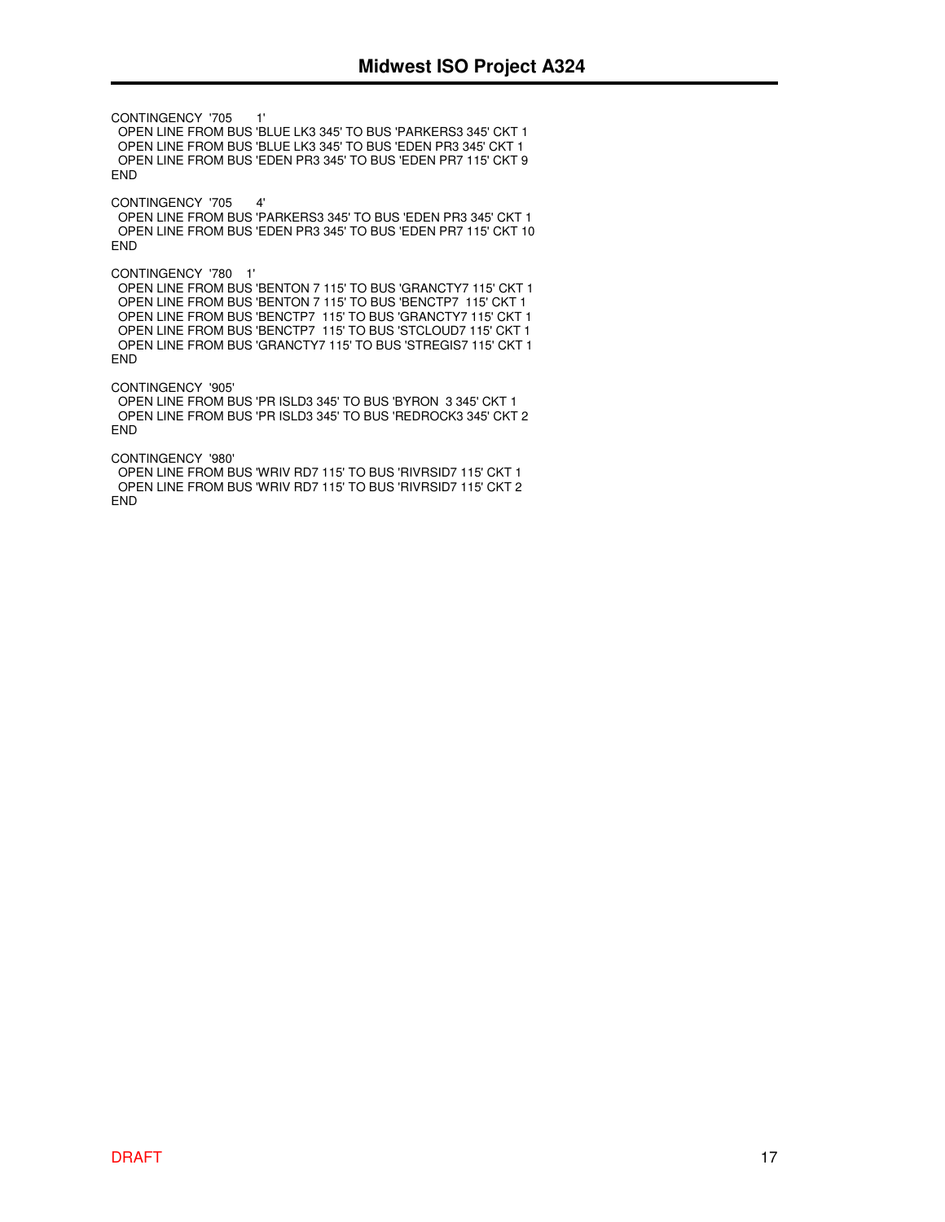```
CONTINGENCY '705      1'
  OPEN LINE FROM BUS 'BLUE LK3 345' TO BUS 'PARKERS3 345' CKT 1
  OPEN LINE FROM BUS 'BLUE LK3 345' TO BUS 'EDEN PR3 345' CKT 1
  OPEN LINE FROM BUS 'EDEN PR3 345' TO BUS 'EDEN PR7 115' CKT 9
END

CONTINGENCY '705      4'
  OPEN LINE FROM BUS 'PARKERS3 345' TO BUS 'EDEN PR3 345' CKT 1
  OPEN LINE FROM BUS 'EDEN PR3 345' TO BUS 'EDEN PR7 115' CKT 10
END

CONTINGENCY '780    1'
  OPEN LINE FROM BUS 'BENTON 7 115' TO BUS 'GRANCTY7 115' CKT 1
  OPEN LINE FROM BUS 'BENTON 7 115' TO BUS 'BENCTP7  115' CKT 1
  OPEN LINE FROM BUS 'BENCTP7  115' TO BUS 'GRANCTY7 115' CKT 1
  OPEN LINE FROM BUS 'BENCTP7  115' TO BUS 'STCLOUD7 115' CKT 1
  OPEN LINE FROM BUS 'GRANCTY7 115' TO BUS 'STREGIS7 115' CKT 1
END

CONTINGENCY '905'
  OPEN LINE FROM BUS 'PR ISLD3 345' TO BUS 'BYRON  3 345' CKT 1
  OPEN LINE FROM BUS 'PR ISLD3 345' TO BUS 'REDROCK3 345' CKT 2
END

CONTINGENCY '980'
  OPEN LINE FROM BUS 'WRIV RD7 115' TO BUS 'RIVRSID7 115' CKT 1
  OPEN LINE FROM BUS 'WRIV RD7 115' TO BUS 'RIVRSID7 115' CKT 2
END
```